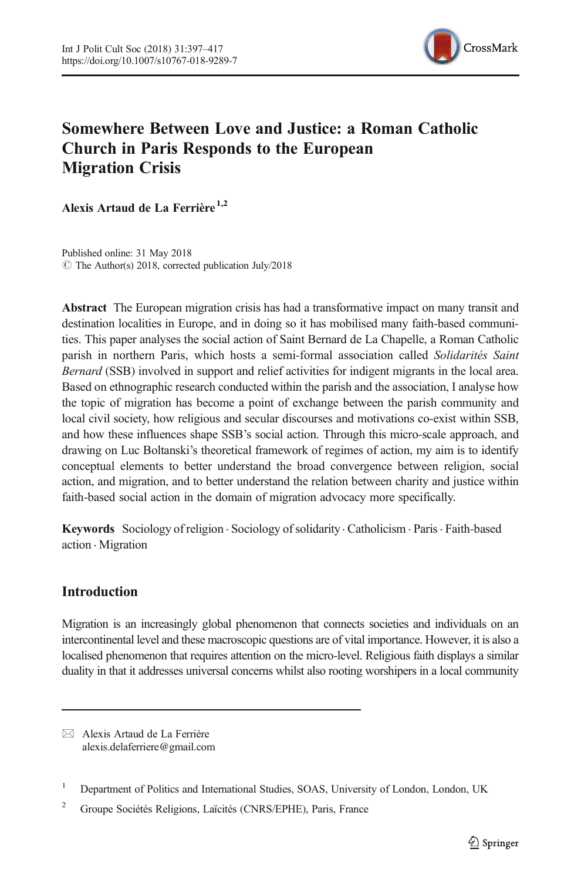# Somewhere Between Love and Justice: a Roman Catholic Church in Paris Responds to the European Migration Crisis

**Alexis Artaud de La Ferrière**[1,2]

Published online: 31 May 2018
© The Author(s) 2018, corrected publication July/2018

**Abstract** The European migration crisis has had a transformative impact on many transit and destination localities in Europe, and in doing so it has mobilised many faith-based communities. This paper analyses the social action of Saint Bernard de La Chapelle, a Roman Catholic parish in northern Paris, which hosts a semi-formal association called *Solidarités Saint Bernard* (SSB) involved in support and relief activities for indigent migrants in the local area. Based on ethnographic research conducted within the parish and the association, I analyse how the topic of migration has become a point of exchange between the parish community and local civil society, how religious and secular discourses and motivations co-exist within SSB, and how these influences shape SSB's social action. Through this micro-scale approach, and drawing on Luc Boltanski's theoretical framework of regimes of action, my aim is to identify conceptual elements to better understand the broad convergence between religion, social action, and migration, and to better understand the relation between charity and justice within faith-based social action in the domain of migration advocacy more specifically.

**Keywords** Sociology of religion · Sociology of solidarity · Catholicism · Paris · Faith-based action · Migration

## Introduction

Migration is an increasingly global phenomenon that connects societies and individuals on an intercontinental level and these macroscopic questions are of vital importance. However, it is also a localised phenomenon that requires attention on the micro-level. Religious faith displays a similar duality in that it addresses universal concerns whilst also rooting worshipers in a local community

---

✉ Alexis Artaud de La Ferrière
alexis.delaferriere@gmail.com

[1] Department of Politics and International Studies, SOAS, University of London, London, UK

[2] Groupe Sociétés Religions, Laïcités (CNRS/EPHE), Paris, France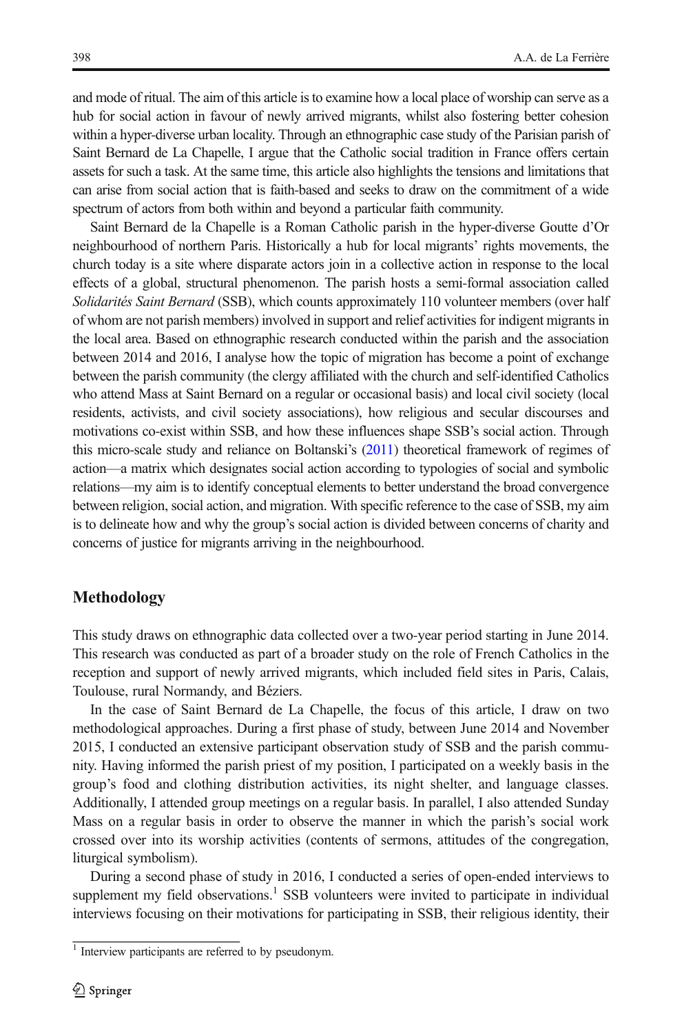and mode of ritual. The aim of this article is to examine how a local place of worship can serve as a hub for social action in favour of newly arrived migrants, whilst also fostering better cohesion within a hyper-diverse urban locality. Through an ethnographic case study of the Parisian parish of Saint Bernard de La Chapelle, I argue that the Catholic social tradition in France offers certain assets for such a task. At the same time, this article also highlights the tensions and limitations that can arise from social action that is faith-based and seeks to draw on the commitment of a wide spectrum of actors from both within and beyond a particular faith community.

Saint Bernard de la Chapelle is a Roman Catholic parish in the hyper-diverse Goutte d'Or neighbourhood of northern Paris. Historically a hub for local migrants' rights movements, the church today is a site where disparate actors join in a collective action in response to the local effects of a global, structural phenomenon. The parish hosts a semi-formal association called *Solidarités Saint Bernard* (SSB), which counts approximately 110 volunteer members (over half of whom are not parish members) involved in support and relief activities for indigent migrants in the local area. Based on ethnographic research conducted within the parish and the association between 2014 and 2016, I analyse how the topic of migration has become a point of exchange between the parish community (the clergy affiliated with the church and self-identified Catholics who attend Mass at Saint Bernard on a regular or occasional basis) and local civil society (local residents, activists, and civil society associations), how religious and secular discourses and motivations co-exist within SSB, and how these influences shape SSB's social action. Through this micro-scale study and reliance on Boltanski's (2011) theoretical framework of regimes of action—a matrix which designates social action according to typologies of social and symbolic relations—my aim is to identify conceptual elements to better understand the broad convergence between religion, social action, and migration. With specific reference to the case of SSB, my aim is to delineate how and why the group's social action is divided between concerns of charity and concerns of justice for migrants arriving in the neighbourhood.

## Methodology

This study draws on ethnographic data collected over a two-year period starting in June 2014. This research was conducted as part of a broader study on the role of French Catholics in the reception and support of newly arrived migrants, which included field sites in Paris, Calais, Toulouse, rural Normandy, and Béziers.

In the case of Saint Bernard de La Chapelle, the focus of this article, I draw on two methodological approaches. During a first phase of study, between June 2014 and November 2015, I conducted an extensive participant observation study of SSB and the parish community. Having informed the parish priest of my position, I participated on a weekly basis in the group's food and clothing distribution activities, its night shelter, and language classes. Additionally, I attended group meetings on a regular basis. In parallel, I also attended Sunday Mass on a regular basis in order to observe the manner in which the parish's social work crossed over into its worship activities (contents of sermons, attitudes of the congregation, liturgical symbolism).

During a second phase of study in 2016, I conducted a series of open-ended interviews to supplement my field observations.[1] SSB volunteers were invited to participate in individual interviews focusing on their motivations for participating in SSB, their religious identity, their

[1] Interview participants are referred to by pseudonym.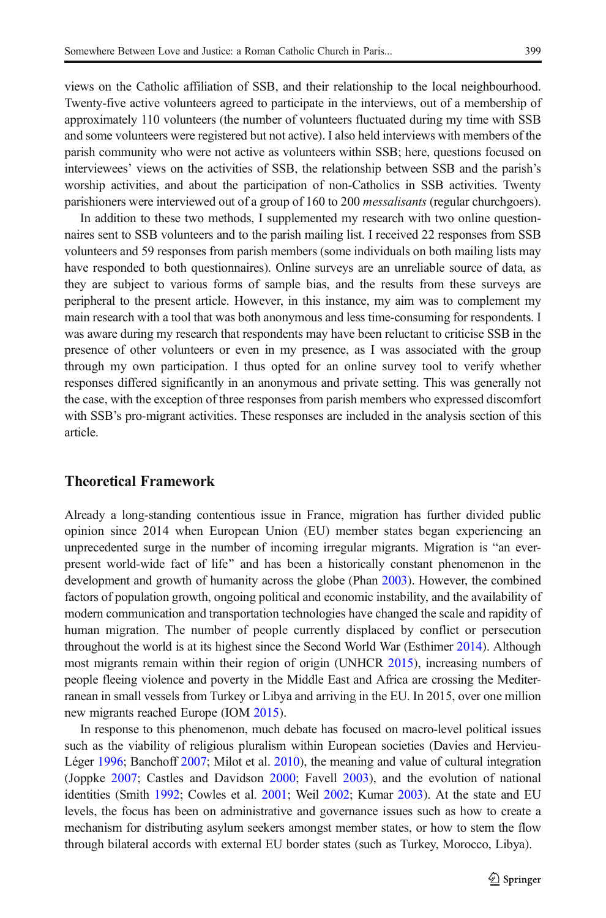views on the Catholic affiliation of SSB, and their relationship to the local neighbourhood. Twenty-five active volunteers agreed to participate in the interviews, out of a membership of approximately 110 volunteers (the number of volunteers fluctuated during my time with SSB and some volunteers were registered but not active). I also held interviews with members of the parish community who were not active as volunteers within SSB; here, questions focused on interviewees' views on the activities of SSB, the relationship between SSB and the parish's worship activities, and about the participation of non-Catholics in SSB activities. Twenty parishioners were interviewed out of a group of 160 to 200 *messalisants* (regular churchgoers).

In addition to these two methods, I supplemented my research with two online questionnaires sent to SSB volunteers and to the parish mailing list. I received 22 responses from SSB volunteers and 59 responses from parish members (some individuals on both mailing lists may have responded to both questionnaires). Online surveys are an unreliable source of data, as they are subject to various forms of sample bias, and the results from these surveys are peripheral to the present article. However, in this instance, my aim was to complement my main research with a tool that was both anonymous and less time-consuming for respondents. I was aware during my research that respondents may have been reluctant to criticise SSB in the presence of other volunteers or even in my presence, as I was associated with the group through my own participation. I thus opted for an online survey tool to verify whether responses differed significantly in an anonymous and private setting. This was generally not the case, with the exception of three responses from parish members who expressed discomfort with SSB's pro-migrant activities. These responses are included in the analysis section of this article.

## Theoretical Framework

Already a long-standing contentious issue in France, migration has further divided public opinion since 2014 when European Union (EU) member states began experiencing an unprecedented surge in the number of incoming irregular migrants. Migration is "an ever-present world-wide fact of life" and has been a historically constant phenomenon in the development and growth of humanity across the globe (Phan 2003). However, the combined factors of population growth, ongoing political and economic instability, and the availability of modern communication and transportation technologies have changed the scale and rapidity of human migration. The number of people currently displaced by conflict or persecution throughout the world is at its highest since the Second World War (Esthimer 2014). Although most migrants remain within their region of origin (UNHCR 2015), increasing numbers of people fleeing violence and poverty in the Middle East and Africa are crossing the Mediterranean in small vessels from Turkey or Libya and arriving in the EU. In 2015, over one million new migrants reached Europe (IOM 2015).

In response to this phenomenon, much debate has focused on macro-level political issues such as the viability of religious pluralism within European societies (Davies and Hervieu-Léger 1996; Banchoff 2007; Milot et al. 2010), the meaning and value of cultural integration (Joppke 2007; Castles and Davidson 2000; Favell 2003), and the evolution of national identities (Smith 1992; Cowles et al. 2001; Weil 2002; Kumar 2003). At the state and EU levels, the focus has been on administrative and governance issues such as how to create a mechanism for distributing asylum seekers amongst member states, or how to stem the flow through bilateral accords with external EU border states (such as Turkey, Morocco, Libya).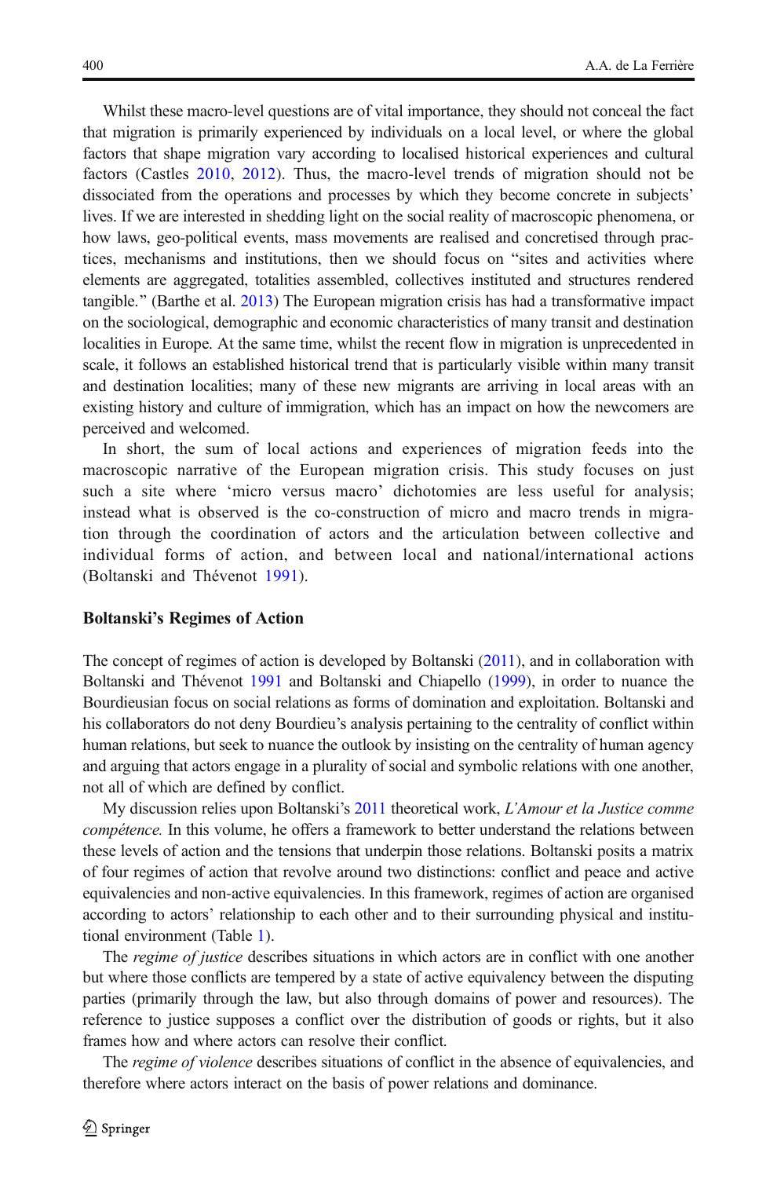Whilst these macro-level questions are of vital importance, they should not conceal the fact that migration is primarily experienced by individuals on a local level, or where the global factors that shape migration vary according to localised historical experiences and cultural factors (Castles 2010, 2012). Thus, the macro-level trends of migration should not be dissociated from the operations and processes by which they become concrete in subjects' lives. If we are interested in shedding light on the social reality of macroscopic phenomena, or how laws, geo-political events, mass movements are realised and concretised through practices, mechanisms and institutions, then we should focus on "sites and activities where elements are aggregated, totalities assembled, collectives instituted and structures rendered tangible." (Barthe et al. 2013) The European migration crisis has had a transformative impact on the sociological, demographic and economic characteristics of many transit and destination localities in Europe. At the same time, whilst the recent flow in migration is unprecedented in scale, it follows an established historical trend that is particularly visible within many transit and destination localities; many of these new migrants are arriving in local areas with an existing history and culture of immigration, which has an impact on how the newcomers are perceived and welcomed.

In short, the sum of local actions and experiences of migration feeds into the macroscopic narrative of the European migration crisis. This study focuses on just such a site where 'micro versus macro' dichotomies are less useful for analysis; instead what is observed is the co-construction of micro and macro trends in migration through the coordination of actors and the articulation between collective and individual forms of action, and between local and national/international actions (Boltanski and Thévenot 1991).

### Boltanski's Regimes of Action

The concept of regimes of action is developed by Boltanski (2011), and in collaboration with Boltanski and Thévenot 1991 and Boltanski and Chiapello (1999), in order to nuance the Bourdieusian focus on social relations as forms of domination and exploitation. Boltanski and his collaborators do not deny Bourdieu's analysis pertaining to the centrality of conflict within human relations, but seek to nuance the outlook by insisting on the centrality of human agency and arguing that actors engage in a plurality of social and symbolic relations with one another, not all of which are defined by conflict.

My discussion relies upon Boltanski's 2011 theoretical work, *L'Amour et la Justice comme compétence.* In this volume, he offers a framework to better understand the relations between these levels of action and the tensions that underpin those relations. Boltanski posits a matrix of four regimes of action that revolve around two distinctions: conflict and peace and active equivalencies and non-active equivalencies. In this framework, regimes of action are organised according to actors' relationship to each other and to their surrounding physical and institutional environment (Table 1).

The *regime of justice* describes situations in which actors are in conflict with one another but where those conflicts are tempered by a state of active equivalency between the disputing parties (primarily through the law, but also through domains of power and resources). The reference to justice supposes a conflict over the distribution of goods or rights, but it also frames how and where actors can resolve their conflict.

The *regime of violence* describes situations of conflict in the absence of equivalencies, and therefore where actors interact on the basis of power relations and dominance.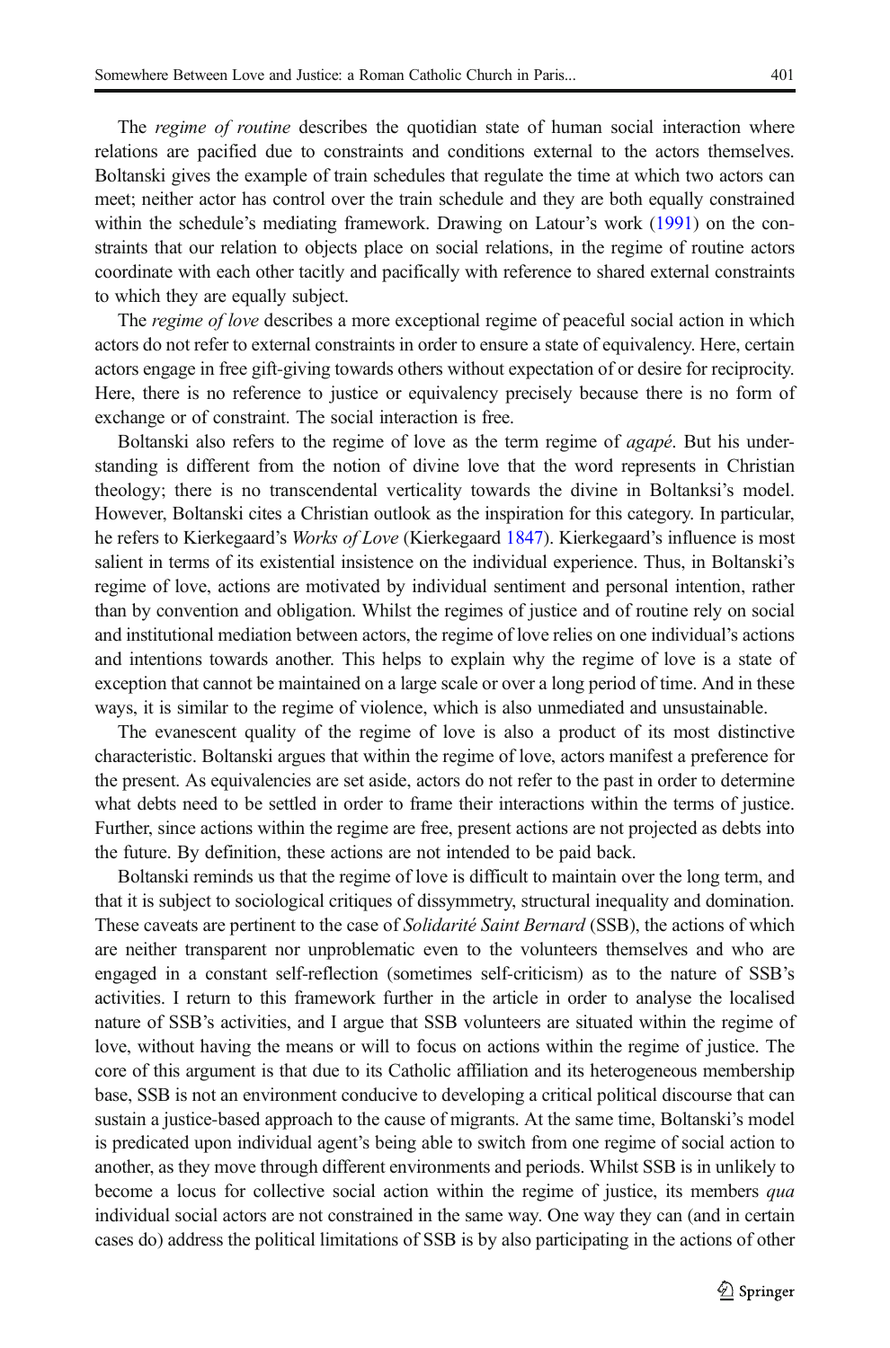The *regime of routine* describes the quotidian state of human social interaction where relations are pacified due to constraints and conditions external to the actors themselves. Boltanski gives the example of train schedules that regulate the time at which two actors can meet; neither actor has control over the train schedule and they are both equally constrained within the schedule's mediating framework. Drawing on Latour's work (1991) on the constraints that our relation to objects place on social relations, in the regime of routine actors coordinate with each other tacitly and pacifically with reference to shared external constraints to which they are equally subject.

The *regime of love* describes a more exceptional regime of peaceful social action in which actors do not refer to external constraints in order to ensure a state of equivalency. Here, certain actors engage in free gift-giving towards others without expectation of or desire for reciprocity. Here, there is no reference to justice or equivalency precisely because there is no form of exchange or of constraint. The social interaction is free.

Boltanski also refers to the regime of love as the term regime of *agapé*. But his understanding is different from the notion of divine love that the word represents in Christian theology; there is no transcendental verticality towards the divine in Boltanksi's model. However, Boltanski cites a Christian outlook as the inspiration for this category. In particular, he refers to Kierkegaard's *Works of Love* (Kierkegaard 1847). Kierkegaard's influence is most salient in terms of its existential insistence on the individual experience. Thus, in Boltanski's regime of love, actions are motivated by individual sentiment and personal intention, rather than by convention and obligation. Whilst the regimes of justice and of routine rely on social and institutional mediation between actors, the regime of love relies on one individual's actions and intentions towards another. This helps to explain why the regime of love is a state of exception that cannot be maintained on a large scale or over a long period of time. And in these ways, it is similar to the regime of violence, which is also unmediated and unsustainable.

The evanescent quality of the regime of love is also a product of its most distinctive characteristic. Boltanski argues that within the regime of love, actors manifest a preference for the present. As equivalencies are set aside, actors do not refer to the past in order to determine what debts need to be settled in order to frame their interactions within the terms of justice. Further, since actions within the regime are free, present actions are not projected as debts into the future. By definition, these actions are not intended to be paid back.

Boltanski reminds us that the regime of love is difficult to maintain over the long term, and that it is subject to sociological critiques of dissymmetry, structural inequality and domination. These caveats are pertinent to the case of *Solidarité Saint Bernard* (SSB), the actions of which are neither transparent nor unproblematic even to the volunteers themselves and who are engaged in a constant self-reflection (sometimes self-criticism) as to the nature of SSB's activities. I return to this framework further in the article in order to analyse the localised nature of SSB's activities, and I argue that SSB volunteers are situated within the regime of love, without having the means or will to focus on actions within the regime of justice. The core of this argument is that due to its Catholic affiliation and its heterogeneous membership base, SSB is not an environment conducive to developing a critical political discourse that can sustain a justice-based approach to the cause of migrants. At the same time, Boltanski's model is predicated upon individual agent's being able to switch from one regime of social action to another, as they move through different environments and periods. Whilst SSB is in unlikely to become a locus for collective social action within the regime of justice, its members *qua* individual social actors are not constrained in the same way. One way they can (and in certain cases do) address the political limitations of SSB is by also participating in the actions of other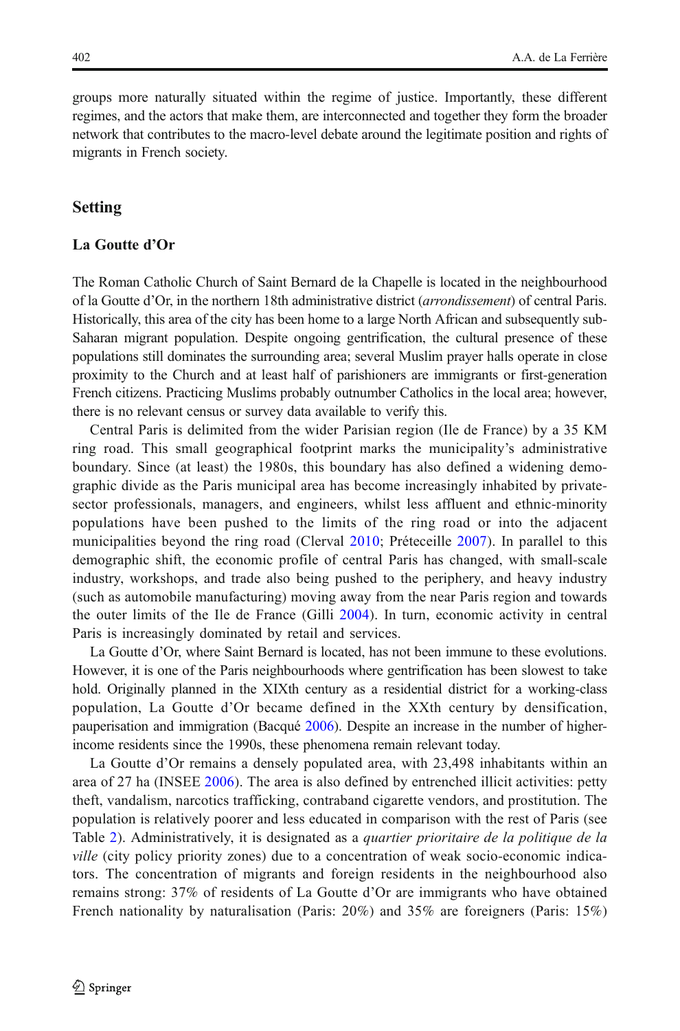groups more naturally situated within the regime of justice. Importantly, these different regimes, and the actors that make them, are interconnected and together they form the broader network that contributes to the macro-level debate around the legitimate position and rights of migrants in French society.

## Setting

### La Goutte d'Or

The Roman Catholic Church of Saint Bernard de la Chapelle is located in the neighbourhood of la Goutte d'Or, in the northern 18th administrative district (*arrondissement*) of central Paris. Historically, this area of the city has been home to a large North African and subsequently sub-Saharan migrant population. Despite ongoing gentrification, the cultural presence of these populations still dominates the surrounding area; several Muslim prayer halls operate in close proximity to the Church and at least half of parishioners are immigrants or first-generation French citizens. Practicing Muslims probably outnumber Catholics in the local area; however, there is no relevant census or survey data available to verify this.

Central Paris is delimited from the wider Parisian region (Ile de France) by a 35 KM ring road. This small geographical footprint marks the municipality's administrative boundary. Since (at least) the 1980s, this boundary has also defined a widening demographic divide as the Paris municipal area has become increasingly inhabited by private-sector professionals, managers, and engineers, whilst less affluent and ethnic-minority populations have been pushed to the limits of the ring road or into the adjacent municipalities beyond the ring road (Clerval 2010; Préteceille 2007). In parallel to this demographic shift, the economic profile of central Paris has changed, with small-scale industry, workshops, and trade also being pushed to the periphery, and heavy industry (such as automobile manufacturing) moving away from the near Paris region and towards the outer limits of the Ile de France (Gilli 2004). In turn, economic activity in central Paris is increasingly dominated by retail and services.

La Goutte d'Or, where Saint Bernard is located, has not been immune to these evolutions. However, it is one of the Paris neighbourhoods where gentrification has been slowest to take hold. Originally planned in the XIXth century as a residential district for a working-class population, La Goutte d'Or became defined in the XXth century by densification, pauperisation and immigration (Bacqué 2006). Despite an increase in the number of higher-income residents since the 1990s, these phenomena remain relevant today.

La Goutte d'Or remains a densely populated area, with 23,498 inhabitants within an area of 27 ha (INSEE 2006). The area is also defined by entrenched illicit activities: petty theft, vandalism, narcotics trafficking, contraband cigarette vendors, and prostitution. The population is relatively poorer and less educated in comparison with the rest of Paris (see Table 2). Administratively, it is designated as a *quartier prioritaire de la politique de la ville* (city policy priority zones) due to a concentration of weak socio-economic indicators. The concentration of migrants and foreign residents in the neighbourhood also remains strong: 37% of residents of La Goutte d'Or are immigrants who have obtained French nationality by naturalisation (Paris: 20%) and 35% are foreigners (Paris: 15%)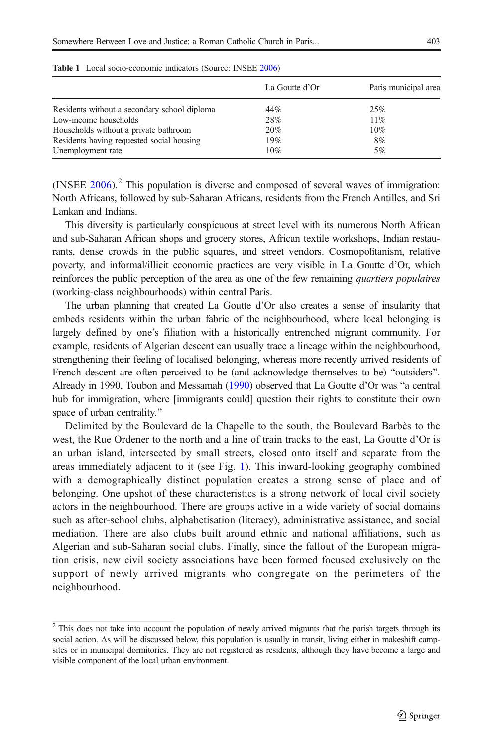Table 1 Local socio-economic indicators (Source: INSEE 2006)

| | La Goutte d'Or | Paris municipal area |
|---|---|---|
| Residents without a secondary school diploma | 44% | 25% |
| Low-income households | 28% | 11% |
| Households without a private bathroom | 20% | 10% |
| Residents having requested social housing | 19% | 8% |
| Unemployment rate | 10% | 5% |

(INSEE 2006).[2] This population is diverse and composed of several waves of immigration: North Africans, followed by sub-Saharan Africans, residents from the French Antilles, and Sri Lankan and Indians.

This diversity is particularly conspicuous at street level with its numerous North African and sub-Saharan African shops and grocery stores, African textile workshops, Indian restaurants, dense crowds in the public squares, and street vendors. Cosmopolitanism, relative poverty, and informal/illicit economic practices are very visible in La Goutte d'Or, which reinforces the public perception of the area as one of the few remaining *quartiers populaires* (working-class neighbourhoods) within central Paris.

The urban planning that created La Goutte d'Or also creates a sense of insularity that embeds residents within the urban fabric of the neighbourhood, where local belonging is largely defined by one's filiation with a historically entrenched migrant community. For example, residents of Algerian descent can usually trace a lineage within the neighbourhood, strengthening their feeling of localised belonging, whereas more recently arrived residents of French descent are often perceived to be (and acknowledge themselves to be) "outsiders". Already in 1990, Toubon and Messamah (1990) observed that La Goutte d'Or was "a central hub for immigration, where [immigrants could] question their rights to constitute their own space of urban centrality."

Delimited by the Boulevard de la Chapelle to the south, the Boulevard Barbès to the west, the Rue Ordener to the north and a line of train tracks to the east, La Goutte d'Or is an urban island, intersected by small streets, closed onto itself and separate from the areas immediately adjacent to it (see Fig. 1). This inward-looking geography combined with a demographically distinct population creates a strong sense of place and of belonging. One upshot of these characteristics is a strong network of local civil society actors in the neighbourhood. There are groups active in a wide variety of social domains such as after-school clubs, alphabetisation (literacy), administrative assistance, and social mediation. There are also clubs built around ethnic and national affiliations, such as Algerian and sub-Saharan social clubs. Finally, since the fallout of the European migration crisis, new civil society associations have been formed focused exclusively on the support of newly arrived migrants who congregate on the perimeters of the neighbourhood.

[2] This does not take into account the population of newly arrived migrants that the parish targets through its social action. As will be discussed below, this population is usually in transit, living either in makeshift campsites or in municipal dormitories. They are not registered as residents, although they have become a large and visible component of the local urban environment.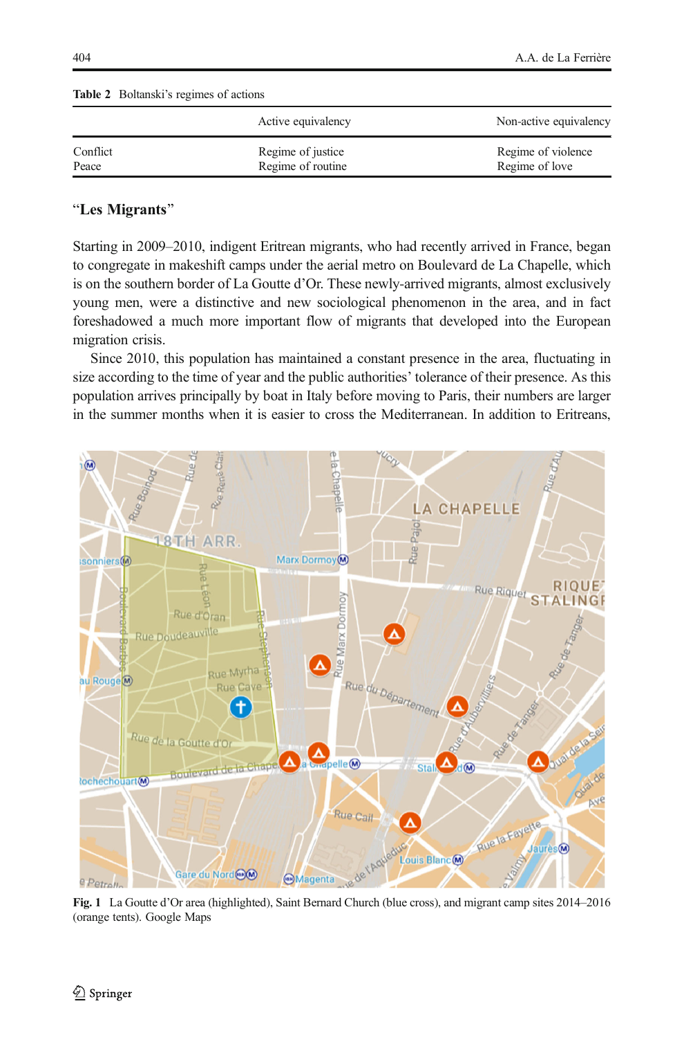**Table 2** Boltanski's regimes of actions

| | Active equivalency | Non-active equivalency |
|---|---|---|
| Conflict | Regime of justice | Regime of violence |
| Peace | Regime of routine | Regime of love |

## "Les Migrants"

Starting in 2009–2010, indigent Eritrean migrants, who had recently arrived in France, began to congregate in makeshift camps under the aerial metro on Boulevard de La Chapelle, which is on the southern border of La Goutte d'Or. These newly-arrived migrants, almost exclusively young men, were a distinctive and new sociological phenomenon in the area, and in fact foreshadowed a much more important flow of migrants that developed into the European migration crisis.

Since 2010, this population has maintained a constant presence in the area, fluctuating in size according to the time of year and the public authorities' tolerance of their presence. As this population arrives principally by boat in Italy before moving to Paris, their numbers are larger in the summer months when it is easier to cross the Mediterranean. In addition to Eritreans,

**Fig. 1** La Goutte d'Or area (highlighted), Saint Bernard Church (blue cross), and migrant camp sites 2014–2016 (orange tents). Google Maps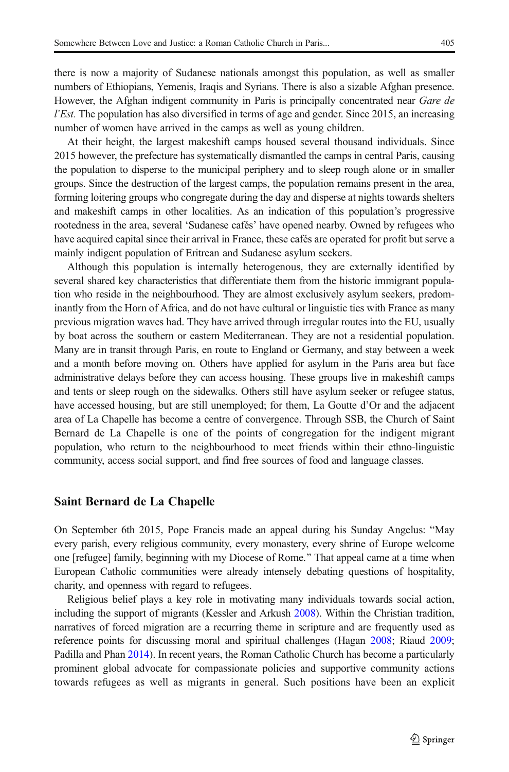there is now a majority of Sudanese nationals amongst this population, as well as smaller numbers of Ethiopians, Yemenis, Iraqis and Syrians. There is also a sizable Afghan presence. However, the Afghan indigent community in Paris is principally concentrated near *Gare de l'Est.* The population has also diversified in terms of age and gender. Since 2015, an increasing number of women have arrived in the camps as well as young children.

At their height, the largest makeshift camps housed several thousand individuals. Since 2015 however, the prefecture has systematically dismantled the camps in central Paris, causing the population to disperse to the municipal periphery and to sleep rough alone or in smaller groups. Since the destruction of the largest camps, the population remains present in the area, forming loitering groups who congregate during the day and disperse at nights towards shelters and makeshift camps in other localities. As an indication of this population's progressive rootedness in the area, several 'Sudanese cafés' have opened nearby. Owned by refugees who have acquired capital since their arrival in France, these cafés are operated for profit but serve a mainly indigent population of Eritrean and Sudanese asylum seekers.

Although this population is internally heterogenous, they are externally identified by several shared key characteristics that differentiate them from the historic immigrant population who reside in the neighbourhood. They are almost exclusively asylum seekers, predominantly from the Horn of Africa, and do not have cultural or linguistic ties with France as many previous migration waves had. They have arrived through irregular routes into the EU, usually by boat across the southern or eastern Mediterranean. They are not a residential population. Many are in transit through Paris, en route to England or Germany, and stay between a week and a month before moving on. Others have applied for asylum in the Paris area but face administrative delays before they can access housing. These groups live in makeshift camps and tents or sleep rough on the sidewalks. Others still have asylum seeker or refugee status, have accessed housing, but are still unemployed; for them, La Goutte d'Or and the adjacent area of La Chapelle has become a centre of convergence. Through SSB, the Church of Saint Bernard de La Chapelle is one of the points of congregation for the indigent migrant population, who return to the neighbourhood to meet friends within their ethno-linguistic community, access social support, and find free sources of food and language classes.

## Saint Bernard de La Chapelle

On September 6th 2015, Pope Francis made an appeal during his Sunday Angelus: "May every parish, every religious community, every monastery, every shrine of Europe welcome one [refugee] family, beginning with my Diocese of Rome." That appeal came at a time when European Catholic communities were already intensely debating questions of hospitality, charity, and openness with regard to refugees.

Religious belief plays a key role in motivating many individuals towards social action, including the support of migrants (Kessler and Arkush 2008). Within the Christian tradition, narratives of forced migration are a recurring theme in scripture and are frequently used as reference points for discussing moral and spiritual challenges (Hagan 2008; Riaud 2009; Padilla and Phan 2014). In recent years, the Roman Catholic Church has become a particularly prominent global advocate for compassionate policies and supportive community actions towards refugees as well as migrants in general. Such positions have been an explicit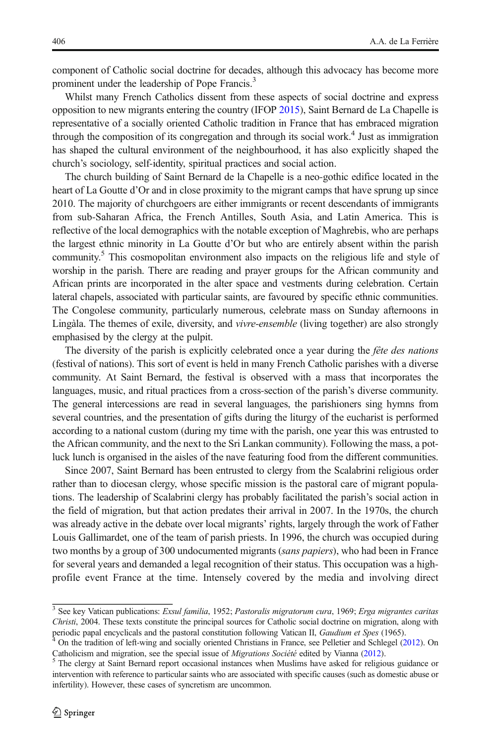component of Catholic social doctrine for decades, although this advocacy has become more prominent under the leadership of Pope Francis.[3]

Whilst many French Catholics dissent from these aspects of social doctrine and express opposition to new migrants entering the country (IFOP 2015), Saint Bernard de La Chapelle is representative of a socially oriented Catholic tradition in France that has embraced migration through the composition of its congregation and through its social work.[4] Just as immigration has shaped the cultural environment of the neighbourhood, it has also explicitly shaped the church's sociology, self-identity, spiritual practices and social action.

The church building of Saint Bernard de la Chapelle is a neo-gothic edifice located in the heart of La Goutte d'Or and in close proximity to the migrant camps that have sprung up since 2010. The majority of churchgoers are either immigrants or recent descendants of immigrants from sub-Saharan Africa, the French Antilles, South Asia, and Latin America. This is reflective of the local demographics with the notable exception of Maghrebis, who are perhaps the largest ethnic minority in La Goutte d'Or but who are entirely absent within the parish community.[5] This cosmopolitan environment also impacts on the religious life and style of worship in the parish. There are reading and prayer groups for the African community and African prints are incorporated in the alter space and vestments during celebration. Certain lateral chapels, associated with particular saints, are favoured by specific ethnic communities. The Congolese community, particularly numerous, celebrate mass on Sunday afternoons in Lingàla. The themes of exile, diversity, and *vivre-ensemble* (living together) are also strongly emphasised by the clergy at the pulpit.

The diversity of the parish is explicitly celebrated once a year during the *fête des nations* (festival of nations). This sort of event is held in many French Catholic parishes with a diverse community. At Saint Bernard, the festival is observed with a mass that incorporates the languages, music, and ritual practices from a cross-section of the parish's diverse community. The general intercessions are read in several languages, the parishioners sing hymns from several countries, and the presentation of gifts during the liturgy of the eucharist is performed according to a national custom (during my time with the parish, one year this was entrusted to the African community, and the next to the Sri Lankan community). Following the mass, a pot-luck lunch is organised in the aisles of the nave featuring food from the different communities.

Since 2007, Saint Bernard has been entrusted to clergy from the Scalabrini religious order rather than to diocesan clergy, whose specific mission is the pastoral care of migrant populations. The leadership of Scalabrini clergy has probably facilitated the parish's social action in the field of migration, but that action predates their arrival in 2007. In the 1970s, the church was already active in the debate over local migrants' rights, largely through the work of Father Louis Gallimardet, one of the team of parish priests. In 1996, the church was occupied during two months by a group of 300 undocumented migrants (*sans papiers*), who had been in France for several years and demanded a legal recognition of their status. This occupation was a high-profile event France at the time. Intensely covered by the media and involving direct

---

[3] See key Vatican publications: *Exsul familia*, 1952; *Pastoralis migratorum cura*, 1969; *Erga migrantes caritas Christi*, 2004. These texts constitute the principal sources for Catholic social doctrine on migration, along with periodic papal encyclicals and the pastoral constitution following Vatican II, *Gaudium et Spes* (1965).

[4] On the tradition of left-wing and socially oriented Christians in France, see Pelletier and Schlegel (2012). On Catholicism and migration, see the special issue of *Migrations Société* edited by Vianna (2012).

[5] The clergy at Saint Bernard report occasional instances when Muslims have asked for religious guidance or intervention with reference to particular saints who are associated with specific causes (such as domestic abuse or infertility). However, these cases of syncretism are uncommon.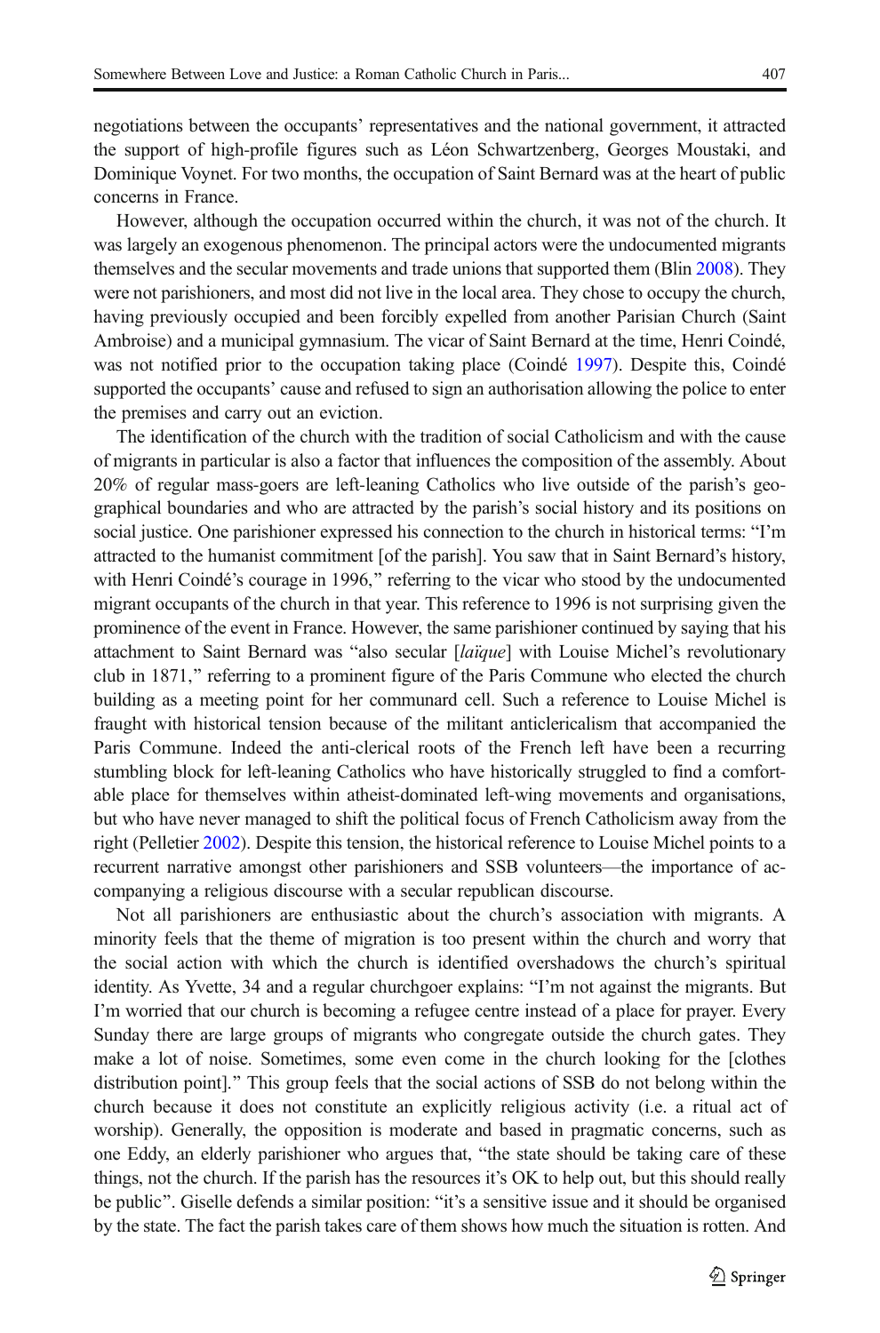negotiations between the occupants' representatives and the national government, it attracted the support of high-profile figures such as Léon Schwartzenberg, Georges Moustaki, and Dominique Voynet. For two months, the occupation of Saint Bernard was at the heart of public concerns in France.

However, although the occupation occurred within the church, it was not of the church. It was largely an exogenous phenomenon. The principal actors were the undocumented migrants themselves and the secular movements and trade unions that supported them (Blin 2008). They were not parishioners, and most did not live in the local area. They chose to occupy the church, having previously occupied and been forcibly expelled from another Parisian Church (Saint Ambroise) and a municipal gymnasium. The vicar of Saint Bernard at the time, Henri Coindé, was not notified prior to the occupation taking place (Coindé 1997). Despite this, Coindé supported the occupants' cause and refused to sign an authorisation allowing the police to enter the premises and carry out an eviction.

The identification of the church with the tradition of social Catholicism and with the cause of migrants in particular is also a factor that influences the composition of the assembly. About 20% of regular mass-goers are left-leaning Catholics who live outside of the parish's geographical boundaries and who are attracted by the parish's social history and its positions on social justice. One parishioner expressed his connection to the church in historical terms: "I'm attracted to the humanist commitment [of the parish]. You saw that in Saint Bernard's history, with Henri Coindé's courage in 1996," referring to the vicar who stood by the undocumented migrant occupants of the church in that year. This reference to 1996 is not surprising given the prominence of the event in France. However, the same parishioner continued by saying that his attachment to Saint Bernard was "also secular [*laïque*] with Louise Michel's revolutionary club in 1871," referring to a prominent figure of the Paris Commune who elected the church building as a meeting point for her communard cell. Such a reference to Louise Michel is fraught with historical tension because of the militant anticlericalism that accompanied the Paris Commune. Indeed the anti-clerical roots of the French left have been a recurring stumbling block for left-leaning Catholics who have historically struggled to find a comfortable place for themselves within atheist-dominated left-wing movements and organisations, but who have never managed to shift the political focus of French Catholicism away from the right (Pelletier 2002). Despite this tension, the historical reference to Louise Michel points to a recurrent narrative amongst other parishioners and SSB volunteers—the importance of accompanying a religious discourse with a secular republican discourse.

Not all parishioners are enthusiastic about the church's association with migrants. A minority feels that the theme of migration is too present within the church and worry that the social action with which the church is identified overshadows the church's spiritual identity. As Yvette, 34 and a regular churchgoer explains: "I'm not against the migrants. But I'm worried that our church is becoming a refugee centre instead of a place for prayer. Every Sunday there are large groups of migrants who congregate outside the church gates. They make a lot of noise. Sometimes, some even come in the church looking for the [clothes distribution point]." This group feels that the social actions of SSB do not belong within the church because it does not constitute an explicitly religious activity (i.e. a ritual act of worship). Generally, the opposition is moderate and based in pragmatic concerns, such as one Eddy, an elderly parishioner who argues that, "the state should be taking care of these things, not the church. If the parish has the resources it's OK to help out, but this should really be public". Giselle defends a similar position: "it's a sensitive issue and it should be organised by the state. The fact the parish takes care of them shows how much the situation is rotten. And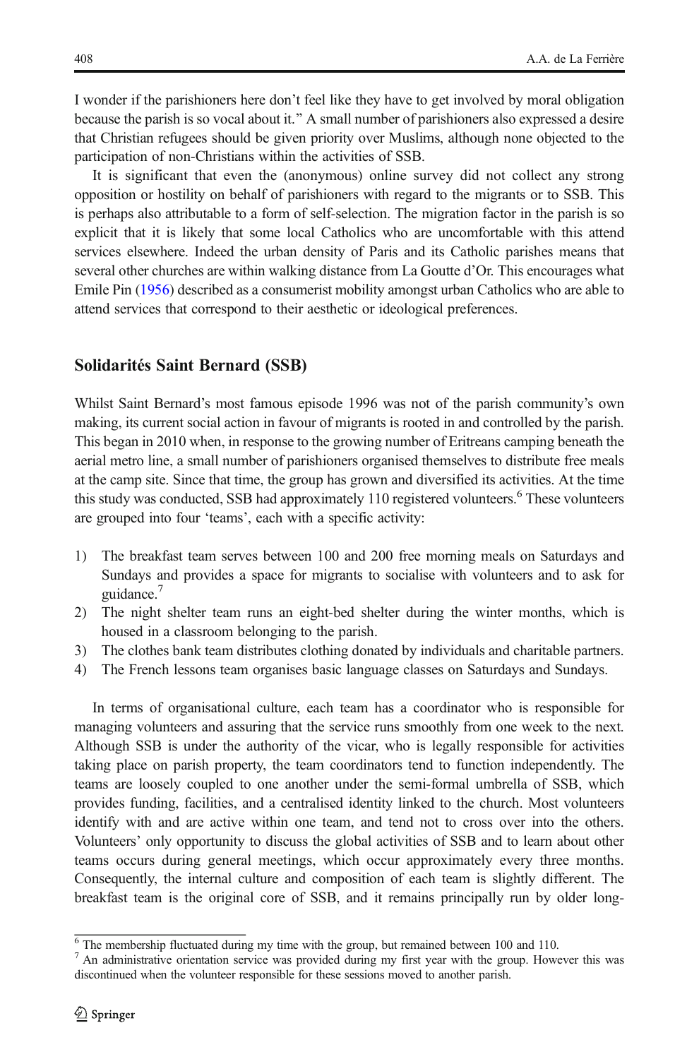I wonder if the parishioners here don't feel like they have to get involved by moral obligation because the parish is so vocal about it." A small number of parishioners also expressed a desire that Christian refugees should be given priority over Muslims, although none objected to the participation of non-Christians within the activities of SSB.

It is significant that even the (anonymous) online survey did not collect any strong opposition or hostility on behalf of parishioners with regard to the migrants or to SSB. This is perhaps also attributable to a form of self-selection. The migration factor in the parish is so explicit that it is likely that some local Catholics who are uncomfortable with this attend services elsewhere. Indeed the urban density of Paris and its Catholic parishes means that several other churches are within walking distance from La Goutte d'Or. This encourages what Emile Pin (1956) described as a consumerist mobility amongst urban Catholics who are able to attend services that correspond to their aesthetic or ideological preferences.

## Solidarités Saint Bernard (SSB)

Whilst Saint Bernard's most famous episode 1996 was not of the parish community's own making, its current social action in favour of migrants is rooted in and controlled by the parish. This began in 2010 when, in response to the growing number of Eritreans camping beneath the aerial metro line, a small number of parishioners organised themselves to distribute free meals at the camp site. Since that time, the group has grown and diversified its activities. At the time this study was conducted, SSB had approximately 110 registered volunteers.[6] These volunteers are grouped into four 'teams', each with a specific activity:

1) The breakfast team serves between 100 and 200 free morning meals on Saturdays and Sundays and provides a space for migrants to socialise with volunteers and to ask for guidance.[7]
2) The night shelter team runs an eight-bed shelter during the winter months, which is housed in a classroom belonging to the parish.
3) The clothes bank team distributes clothing donated by individuals and charitable partners.
4) The French lessons team organises basic language classes on Saturdays and Sundays.

In terms of organisational culture, each team has a coordinator who is responsible for managing volunteers and assuring that the service runs smoothly from one week to the next. Although SSB is under the authority of the vicar, who is legally responsible for activities taking place on parish property, the team coordinators tend to function independently. The teams are loosely coupled to one another under the semi-formal umbrella of SSB, which provides funding, facilities, and a centralised identity linked to the church. Most volunteers identify with and are active within one team, and tend not to cross over into the others. Volunteers' only opportunity to discuss the global activities of SSB and to learn about other teams occurs during general meetings, which occur approximately every three months. Consequently, the internal culture and composition of each team is slightly different. The breakfast team is the original core of SSB, and it remains principally run by older long-

[6] The membership fluctuated during my time with the group, but remained between 100 and 110.

[7] An administrative orientation service was provided during my first year with the group. However this was discontinued when the volunteer responsible for these sessions moved to another parish.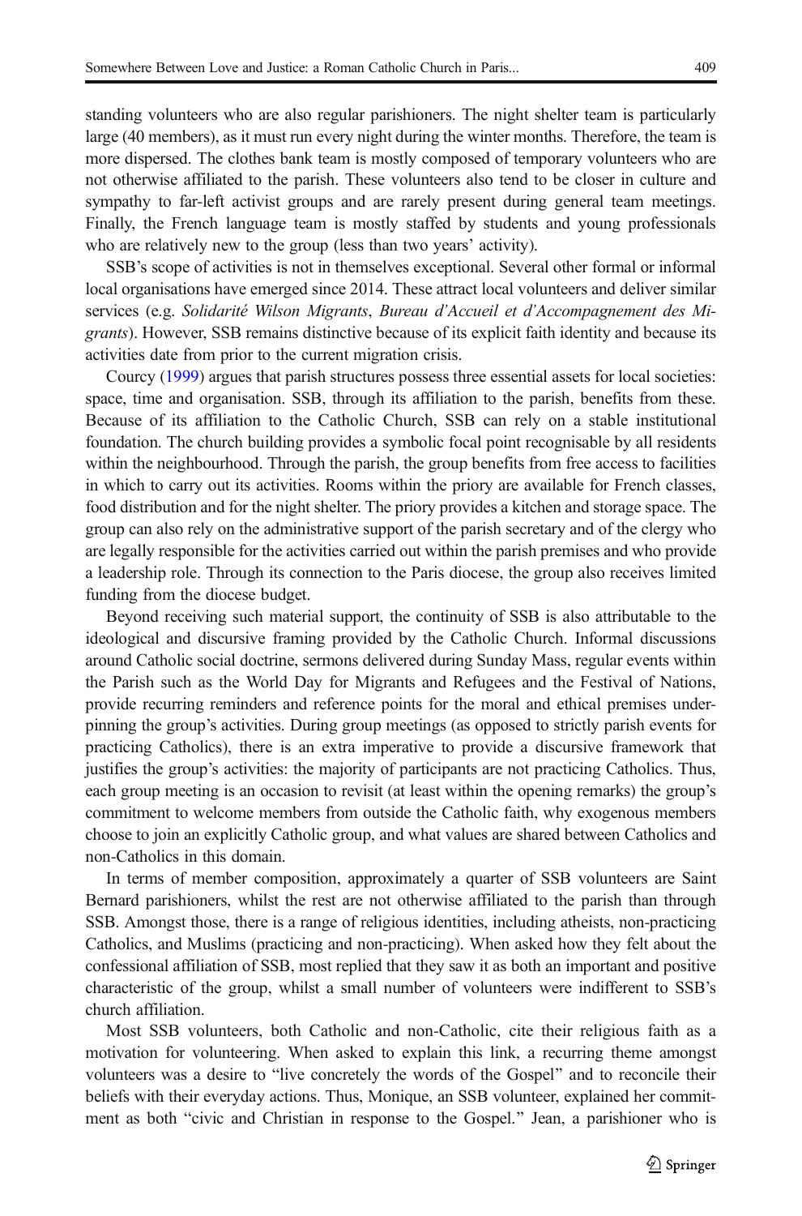standing volunteers who are also regular parishioners. The night shelter team is particularly large (40 members), as it must run every night during the winter months. Therefore, the team is more dispersed. The clothes bank team is mostly composed of temporary volunteers who are not otherwise affiliated to the parish. These volunteers also tend to be closer in culture and sympathy to far-left activist groups and are rarely present during general team meetings. Finally, the French language team is mostly staffed by students and young professionals who are relatively new to the group (less than two years' activity).

SSB's scope of activities is not in themselves exceptional. Several other formal or informal local organisations have emerged since 2014. These attract local volunteers and deliver similar services (e.g. *Solidarité Wilson Migrants*, *Bureau d'Accueil et d'Accompagnement des Migrants*). However, SSB remains distinctive because of its explicit faith identity and because its activities date from prior to the current migration crisis.

Courcy (1999) argues that parish structures possess three essential assets for local societies: space, time and organisation. SSB, through its affiliation to the parish, benefits from these. Because of its affiliation to the Catholic Church, SSB can rely on a stable institutional foundation. The church building provides a symbolic focal point recognisable by all residents within the neighbourhood. Through the parish, the group benefits from free access to facilities in which to carry out its activities. Rooms within the priory are available for French classes, food distribution and for the night shelter. The priory provides a kitchen and storage space. The group can also rely on the administrative support of the parish secretary and of the clergy who are legally responsible for the activities carried out within the parish premises and who provide a leadership role. Through its connection to the Paris diocese, the group also receives limited funding from the diocese budget.

Beyond receiving such material support, the continuity of SSB is also attributable to the ideological and discursive framing provided by the Catholic Church. Informal discussions around Catholic social doctrine, sermons delivered during Sunday Mass, regular events within the Parish such as the World Day for Migrants and Refugees and the Festival of Nations, provide recurring reminders and reference points for the moral and ethical premises underpinning the group's activities. During group meetings (as opposed to strictly parish events for practicing Catholics), there is an extra imperative to provide a discursive framework that justifies the group's activities: the majority of participants are not practicing Catholics. Thus, each group meeting is an occasion to revisit (at least within the opening remarks) the group's commitment to welcome members from outside the Catholic faith, why exogenous members choose to join an explicitly Catholic group, and what values are shared between Catholics and non-Catholics in this domain.

In terms of member composition, approximately a quarter of SSB volunteers are Saint Bernard parishioners, whilst the rest are not otherwise affiliated to the parish than through SSB. Amongst those, there is a range of religious identities, including atheists, non-practicing Catholics, and Muslims (practicing and non-practicing). When asked how they felt about the confessional affiliation of SSB, most replied that they saw it as both an important and positive characteristic of the group, whilst a small number of volunteers were indifferent to SSB's church affiliation.

Most SSB volunteers, both Catholic and non-Catholic, cite their religious faith as a motivation for volunteering. When asked to explain this link, a recurring theme amongst volunteers was a desire to "live concretely the words of the Gospel" and to reconcile their beliefs with their everyday actions. Thus, Monique, an SSB volunteer, explained her commitment as both "civic and Christian in response to the Gospel." Jean, a parishioner who is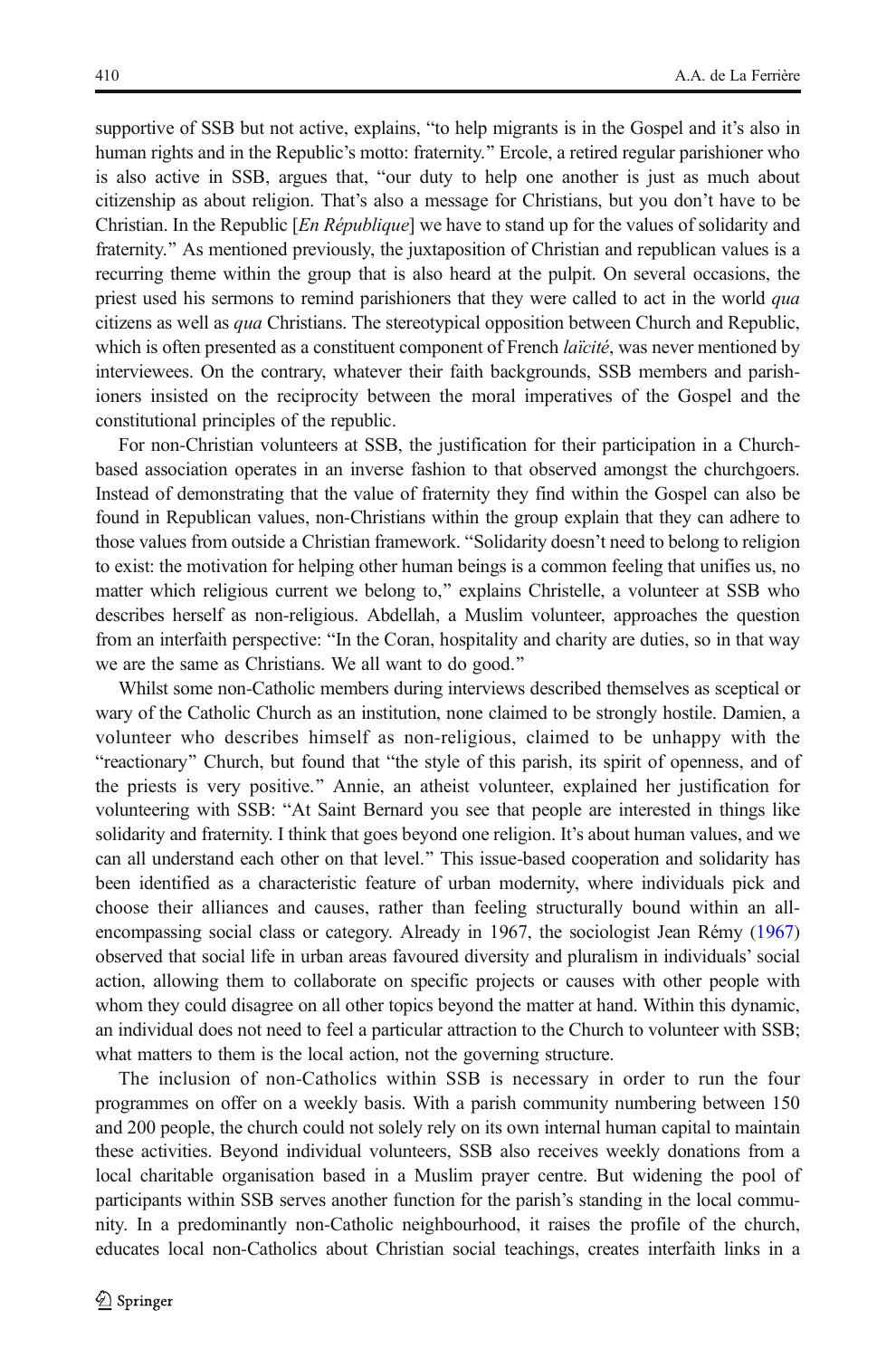supportive of SSB but not active, explains, "to help migrants is in the Gospel and it's also in human rights and in the Republic's motto: fraternity." Ercole, a retired regular parishioner who is also active in SSB, argues that, "our duty to help one another is just as much about citizenship as about religion. That's also a message for Christians, but you don't have to be Christian. In the Republic [*En République*] we have to stand up for the values of solidarity and fraternity." As mentioned previously, the juxtaposition of Christian and republican values is a recurring theme within the group that is also heard at the pulpit. On several occasions, the priest used his sermons to remind parishioners that they were called to act in the world *qua* citizens as well as *qua* Christians. The stereotypical opposition between Church and Republic, which is often presented as a constituent component of French *laïcité*, was never mentioned by interviewees. On the contrary, whatever their faith backgrounds, SSB members and parishioners insisted on the reciprocity between the moral imperatives of the Gospel and the constitutional principles of the republic.

For non-Christian volunteers at SSB, the justification for their participation in a Church-based association operates in an inverse fashion to that observed amongst the churchgoers. Instead of demonstrating that the value of fraternity they find within the Gospel can also be found in Republican values, non-Christians within the group explain that they can adhere to those values from outside a Christian framework. "Solidarity doesn't need to belong to religion to exist: the motivation for helping other human beings is a common feeling that unifies us, no matter which religious current we belong to," explains Christelle, a volunteer at SSB who describes herself as non-religious. Abdellah, a Muslim volunteer, approaches the question from an interfaith perspective: "In the Coran, hospitality and charity are duties, so in that way we are the same as Christians. We all want to do good."

Whilst some non-Catholic members during interviews described themselves as sceptical or wary of the Catholic Church as an institution, none claimed to be strongly hostile. Damien, a volunteer who describes himself as non-religious, claimed to be unhappy with the "reactionary" Church, but found that "the style of this parish, its spirit of openness, and of the priests is very positive." Annie, an atheist volunteer, explained her justification for volunteering with SSB: "At Saint Bernard you see that people are interested in things like solidarity and fraternity. I think that goes beyond one religion. It's about human values, and we can all understand each other on that level." This issue-based cooperation and solidarity has been identified as a characteristic feature of urban modernity, where individuals pick and choose their alliances and causes, rather than feeling structurally bound within an all-encompassing social class or category. Already in 1967, the sociologist Jean Rémy (1967) observed that social life in urban areas favoured diversity and pluralism in individuals' social action, allowing them to collaborate on specific projects or causes with other people with whom they could disagree on all other topics beyond the matter at hand. Within this dynamic, an individual does not need to feel a particular attraction to the Church to volunteer with SSB; what matters to them is the local action, not the governing structure.

The inclusion of non-Catholics within SSB is necessary in order to run the four programmes on offer on a weekly basis. With a parish community numbering between 150 and 200 people, the church could not solely rely on its own internal human capital to maintain these activities. Beyond individual volunteers, SSB also receives weekly donations from a local charitable organisation based in a Muslim prayer centre. But widening the pool of participants within SSB serves another function for the parish's standing in the local community. In a predominantly non-Catholic neighbourhood, it raises the profile of the church, educates local non-Catholics about Christian social teachings, creates interfaith links in a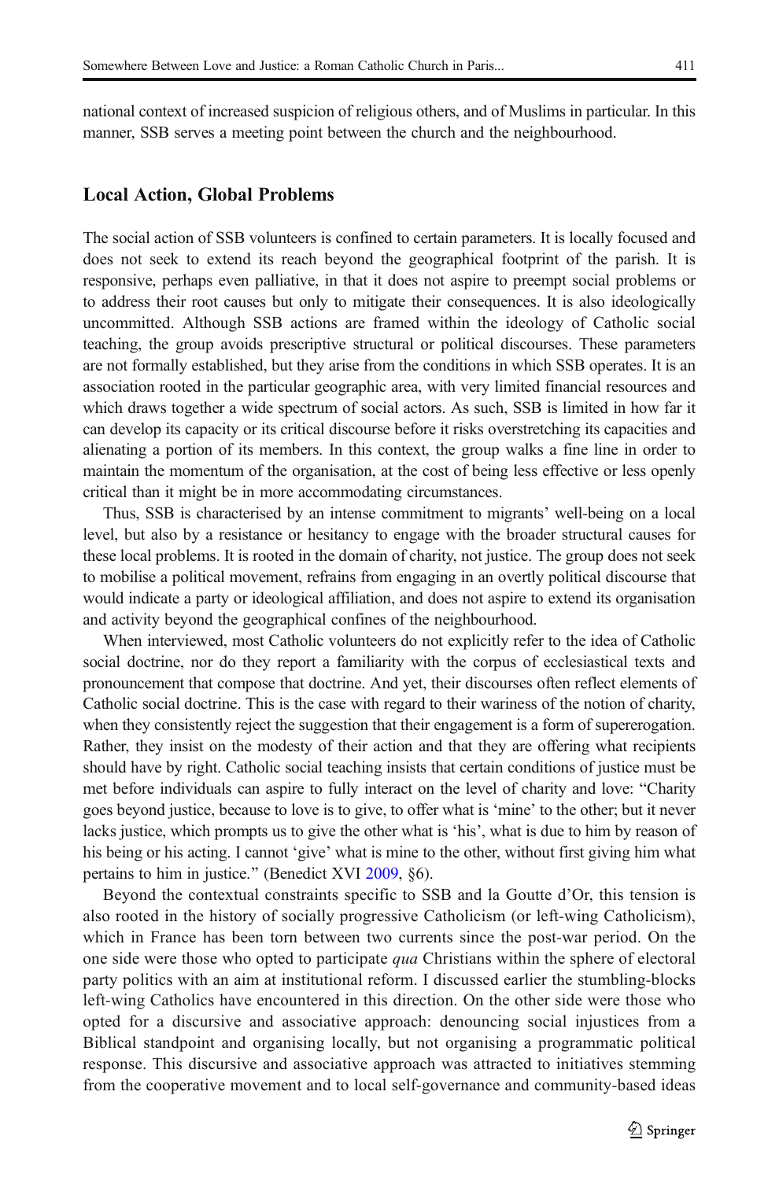national context of increased suspicion of religious others, and of Muslims in particular. In this manner, SSB serves a meeting point between the church and the neighbourhood.

## Local Action, Global Problems

The social action of SSB volunteers is confined to certain parameters. It is locally focused and does not seek to extend its reach beyond the geographical footprint of the parish. It is responsive, perhaps even palliative, in that it does not aspire to preempt social problems or to address their root causes but only to mitigate their consequences. It is also ideologically uncommitted. Although SSB actions are framed within the ideology of Catholic social teaching, the group avoids prescriptive structural or political discourses. These parameters are not formally established, but they arise from the conditions in which SSB operates. It is an association rooted in the particular geographic area, with very limited financial resources and which draws together a wide spectrum of social actors. As such, SSB is limited in how far it can develop its capacity or its critical discourse before it risks overstretching its capacities and alienating a portion of its members. In this context, the group walks a fine line in order to maintain the momentum of the organisation, at the cost of being less effective or less openly critical than it might be in more accommodating circumstances.

Thus, SSB is characterised by an intense commitment to migrants' well-being on a local level, but also by a resistance or hesitancy to engage with the broader structural causes for these local problems. It is rooted in the domain of charity, not justice. The group does not seek to mobilise a political movement, refrains from engaging in an overtly political discourse that would indicate a party or ideological affiliation, and does not aspire to extend its organisation and activity beyond the geographical confines of the neighbourhood.

When interviewed, most Catholic volunteers do not explicitly refer to the idea of Catholic social doctrine, nor do they report a familiarity with the corpus of ecclesiastical texts and pronouncement that compose that doctrine. And yet, their discourses often reflect elements of Catholic social doctrine. This is the case with regard to their wariness of the notion of charity, when they consistently reject the suggestion that their engagement is a form of supererogation. Rather, they insist on the modesty of their action and that they are offering what recipients should have by right. Catholic social teaching insists that certain conditions of justice must be met before individuals can aspire to fully interact on the level of charity and love: "Charity goes beyond justice, because to love is to give, to offer what is 'mine' to the other; but it never lacks justice, which prompts us to give the other what is 'his', what is due to him by reason of his being or his acting. I cannot 'give' what is mine to the other, without first giving him what pertains to him in justice." (Benedict XVI 2009, §6).

Beyond the contextual constraints specific to SSB and la Goutte d'Or, this tension is also rooted in the history of socially progressive Catholicism (or left-wing Catholicism), which in France has been torn between two currents since the post-war period. On the one side were those who opted to participate *qua* Christians within the sphere of electoral party politics with an aim at institutional reform. I discussed earlier the stumbling-blocks left-wing Catholics have encountered in this direction. On the other side were those who opted for a discursive and associative approach: denouncing social injustices from a Biblical standpoint and organising locally, but not organising a programmatic political response. This discursive and associative approach was attracted to initiatives stemming from the cooperative movement and to local self-governance and community-based ideas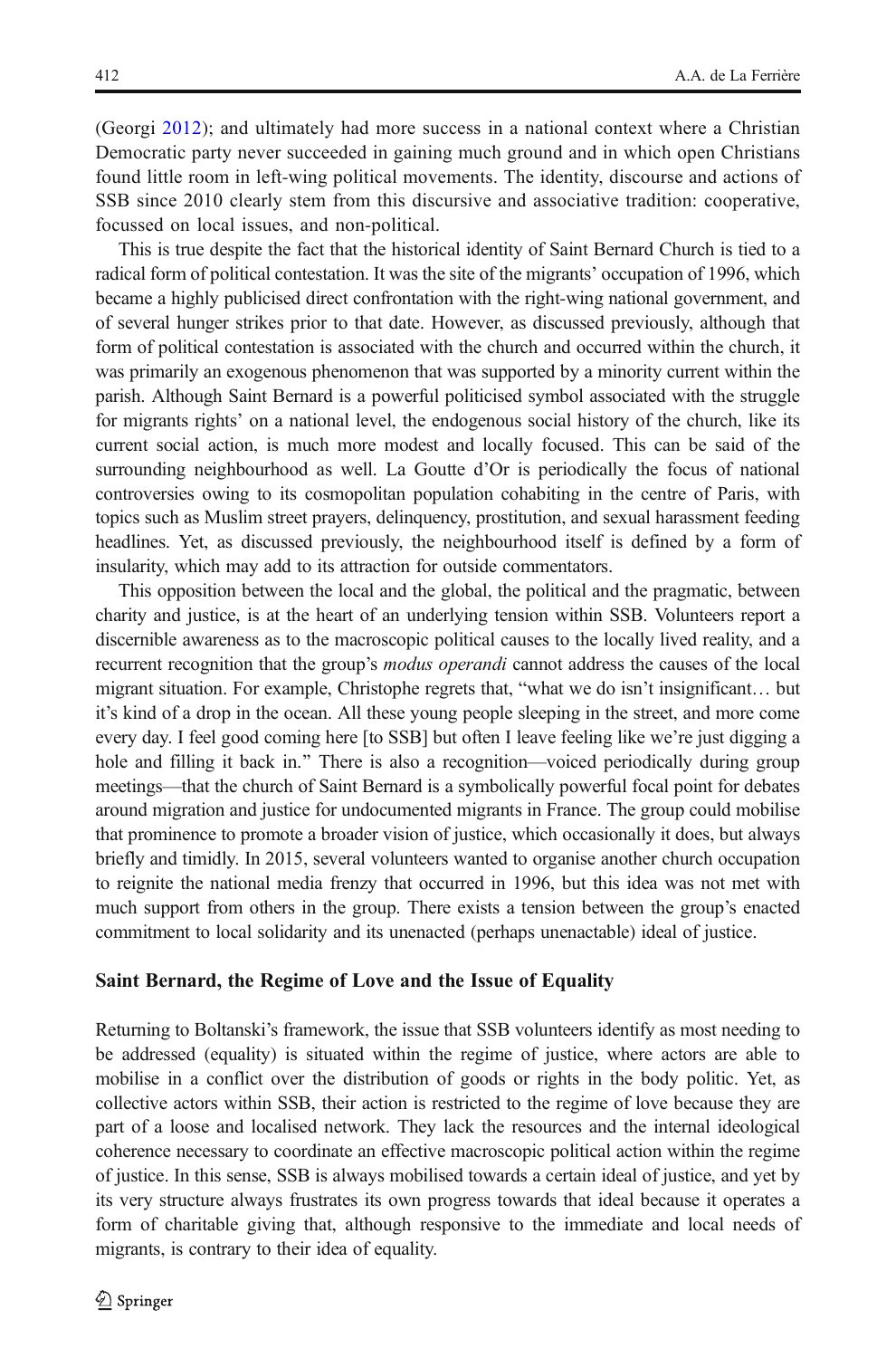(Georgi 2012); and ultimately had more success in a national context where a Christian Democratic party never succeeded in gaining much ground and in which open Christians found little room in left-wing political movements. The identity, discourse and actions of SSB since 2010 clearly stem from this discursive and associative tradition: cooperative, focussed on local issues, and non-political.

This is true despite the fact that the historical identity of Saint Bernard Church is tied to a radical form of political contestation. It was the site of the migrants' occupation of 1996, which became a highly publicised direct confrontation with the right-wing national government, and of several hunger strikes prior to that date. However, as discussed previously, although that form of political contestation is associated with the church and occurred within the church, it was primarily an exogenous phenomenon that was supported by a minority current within the parish. Although Saint Bernard is a powerful politicised symbol associated with the struggle for migrants rights' on a national level, the endogenous social history of the church, like its current social action, is much more modest and locally focused. This can be said of the surrounding neighbourhood as well. La Goutte d'Or is periodically the focus of national controversies owing to its cosmopolitan population cohabiting in the centre of Paris, with topics such as Muslim street prayers, delinquency, prostitution, and sexual harassment feeding headlines. Yet, as discussed previously, the neighbourhood itself is defined by a form of insularity, which may add to its attraction for outside commentators.

This opposition between the local and the global, the political and the pragmatic, between charity and justice, is at the heart of an underlying tension within SSB. Volunteers report a discernible awareness as to the macroscopic political causes to the locally lived reality, and a recurrent recognition that the group's *modus operandi* cannot address the causes of the local migrant situation. For example, Christophe regrets that, "what we do isn't insignificant… but it's kind of a drop in the ocean. All these young people sleeping in the street, and more come every day. I feel good coming here [to SSB] but often I leave feeling like we're just digging a hole and filling it back in." There is also a recognition—voiced periodically during group meetings—that the church of Saint Bernard is a symbolically powerful focal point for debates around migration and justice for undocumented migrants in France. The group could mobilise that prominence to promote a broader vision of justice, which occasionally it does, but always briefly and timidly. In 2015, several volunteers wanted to organise another church occupation to reignite the national media frenzy that occurred in 1996, but this idea was not met with much support from others in the group. There exists a tension between the group's enacted commitment to local solidarity and its unenacted (perhaps unenactable) ideal of justice.

## Saint Bernard, the Regime of Love and the Issue of Equality

Returning to Boltanski's framework, the issue that SSB volunteers identify as most needing to be addressed (equality) is situated within the regime of justice, where actors are able to mobilise in a conflict over the distribution of goods or rights in the body politic. Yet, as collective actors within SSB, their action is restricted to the regime of love because they are part of a loose and localised network. They lack the resources and the internal ideological coherence necessary to coordinate an effective macroscopic political action within the regime of justice. In this sense, SSB is always mobilised towards a certain ideal of justice, and yet by its very structure always frustrates its own progress towards that ideal because it operates a form of charitable giving that, although responsive to the immediate and local needs of migrants, is contrary to their idea of equality.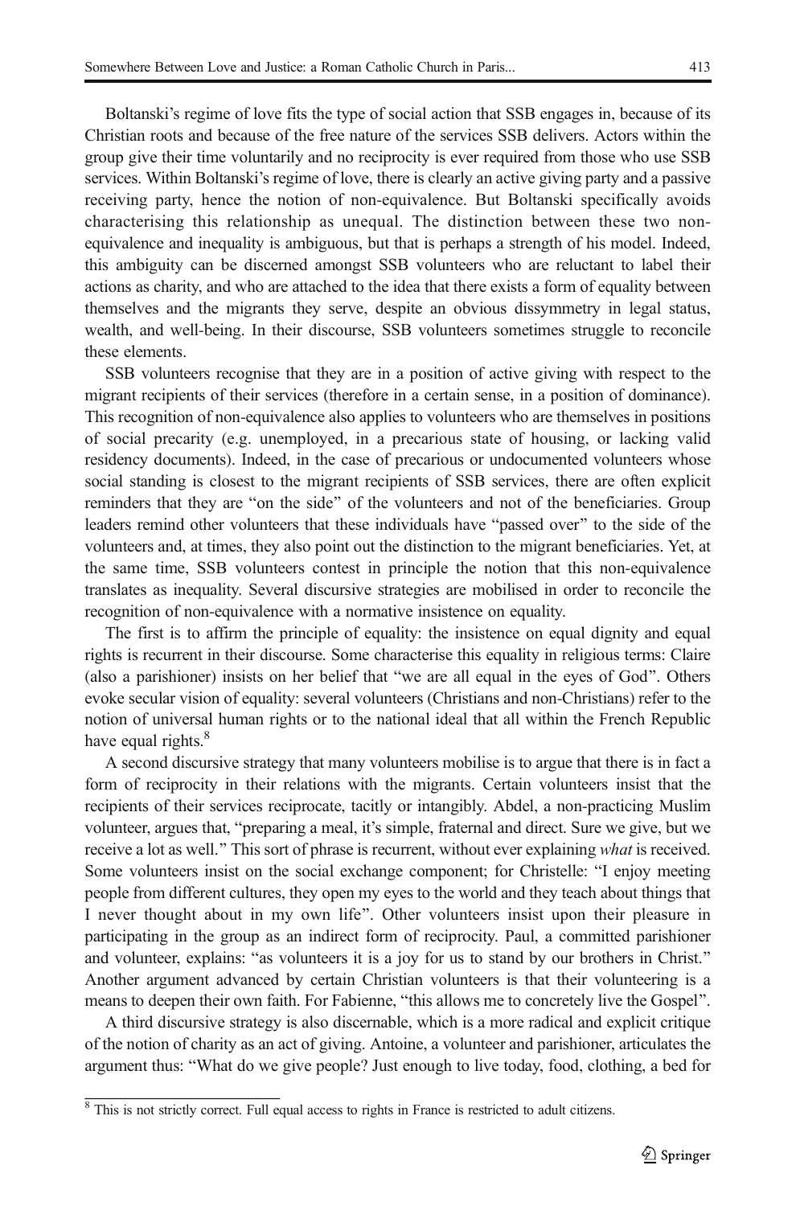Boltanski's regime of love fits the type of social action that SSB engages in, because of its Christian roots and because of the free nature of the services SSB delivers. Actors within the group give their time voluntarily and no reciprocity is ever required from those who use SSB services. Within Boltanski's regime of love, there is clearly an active giving party and a passive receiving party, hence the notion of non-equivalence. But Boltanski specifically avoids characterising this relationship as unequal. The distinction between these two non-equivalence and inequality is ambiguous, but that is perhaps a strength of his model. Indeed, this ambiguity can be discerned amongst SSB volunteers who are reluctant to label their actions as charity, and who are attached to the idea that there exists a form of equality between themselves and the migrants they serve, despite an obvious dissymmetry in legal status, wealth, and well-being. In their discourse, SSB volunteers sometimes struggle to reconcile these elements.

SSB volunteers recognise that they are in a position of active giving with respect to the migrant recipients of their services (therefore in a certain sense, in a position of dominance). This recognition of non-equivalence also applies to volunteers who are themselves in positions of social precarity (e.g. unemployed, in a precarious state of housing, or lacking valid residency documents). Indeed, in the case of precarious or undocumented volunteers whose social standing is closest to the migrant recipients of SSB services, there are often explicit reminders that they are "on the side" of the volunteers and not of the beneficiaries. Group leaders remind other volunteers that these individuals have "passed over" to the side of the volunteers and, at times, they also point out the distinction to the migrant beneficiaries. Yet, at the same time, SSB volunteers contest in principle the notion that this non-equivalence translates as inequality. Several discursive strategies are mobilised in order to reconcile the recognition of non-equivalence with a normative insistence on equality.

The first is to affirm the principle of equality: the insistence on equal dignity and equal rights is recurrent in their discourse. Some characterise this equality in religious terms: Claire (also a parishioner) insists on her belief that "we are all equal in the eyes of God". Others evoke secular vision of equality: several volunteers (Christians and non-Christians) refer to the notion of universal human rights or to the national ideal that all within the French Republic have equal rights.[8]

A second discursive strategy that many volunteers mobilise is to argue that there is in fact a form of reciprocity in their relations with the migrants. Certain volunteers insist that the recipients of their services reciprocate, tacitly or intangibly. Abdel, a non-practicing Muslim volunteer, argues that, "preparing a meal, it's simple, fraternal and direct. Sure we give, but we receive a lot as well." This sort of phrase is recurrent, without ever explaining *what* is received. Some volunteers insist on the social exchange component; for Christelle: "I enjoy meeting people from different cultures, they open my eyes to the world and they teach about things that I never thought about in my own life". Other volunteers insist upon their pleasure in participating in the group as an indirect form of reciprocity. Paul, a committed parishioner and volunteer, explains: "as volunteers it is a joy for us to stand by our brothers in Christ." Another argument advanced by certain Christian volunteers is that their volunteering is a means to deepen their own faith. For Fabienne, "this allows me to concretely live the Gospel".

A third discursive strategy is also discernable, which is a more radical and explicit critique of the notion of charity as an act of giving. Antoine, a volunteer and parishioner, articulates the argument thus: "What do we give people? Just enough to live today, food, clothing, a bed for

[8] This is not strictly correct. Full equal access to rights in France is restricted to adult citizens.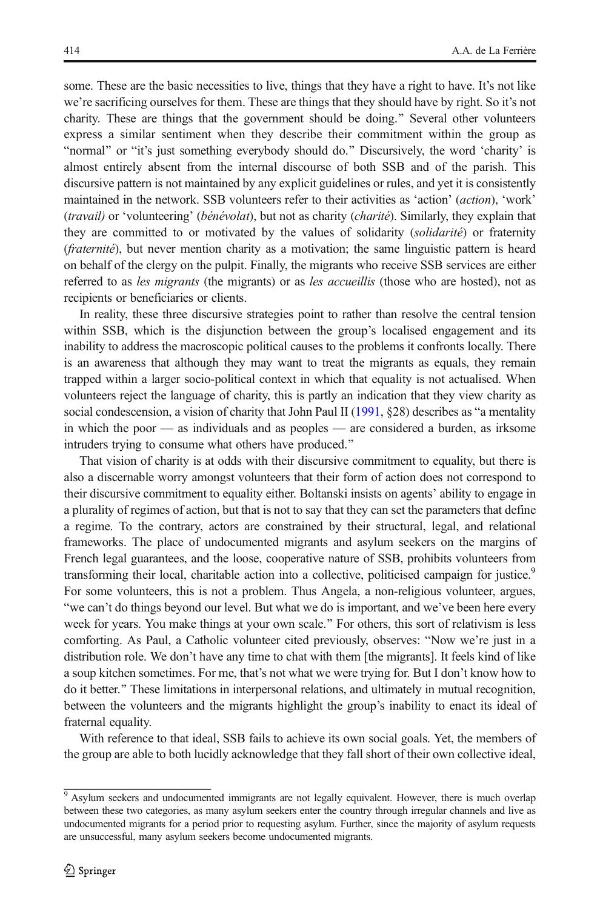some. These are the basic necessities to live, things that they have a right to have. It's not like we're sacrificing ourselves for them. These are things that they should have by right. So it's not charity. These are things that the government should be doing." Several other volunteers express a similar sentiment when they describe their commitment within the group as "normal" or "it's just something everybody should do." Discursively, the word 'charity' is almost entirely absent from the internal discourse of both SSB and of the parish. This discursive pattern is not maintained by any explicit guidelines or rules, and yet it is consistently maintained in the network. SSB volunteers refer to their activities as 'action' (*action*), 'work' (*travail)* or 'volunteering' (*bénévolat*), but not as charity (*charité*). Similarly, they explain that they are committed to or motivated by the values of solidarity (*solidarité*) or fraternity (*fraternité*), but never mention charity as a motivation; the same linguistic pattern is heard on behalf of the clergy on the pulpit. Finally, the migrants who receive SSB services are either referred to as *les migrants* (the migrants) or as *les accueillis* (those who are hosted), not as recipients or beneficiaries or clients.

In reality, these three discursive strategies point to rather than resolve the central tension within SSB, which is the disjunction between the group's localised engagement and its inability to address the macroscopic political causes to the problems it confronts locally. There is an awareness that although they may want to treat the migrants as equals, they remain trapped within a larger socio-political context in which that equality is not actualised. When volunteers reject the language of charity, this is partly an indication that they view charity as social condescension, a vision of charity that John Paul II (1991, §28) describes as "a mentality in which the poor — as individuals and as peoples — are considered a burden, as irksome intruders trying to consume what others have produced."

That vision of charity is at odds with their discursive commitment to equality, but there is also a discernable worry amongst volunteers that their form of action does not correspond to their discursive commitment to equality either. Boltanski insists on agents' ability to engage in a plurality of regimes of action, but that is not to say that they can set the parameters that define a regime. To the contrary, actors are constrained by their structural, legal, and relational frameworks. The place of undocumented migrants and asylum seekers on the margins of French legal guarantees, and the loose, cooperative nature of SSB, prohibits volunteers from transforming their local, charitable action into a collective, politicised campaign for justice.[9] For some volunteers, this is not a problem. Thus Angela, a non-religious volunteer, argues, "we can't do things beyond our level. But what we do is important, and we've been here every week for years. You make things at your own scale." For others, this sort of relativism is less comforting. As Paul, a Catholic volunteer cited previously, observes: "Now we're just in a distribution role. We don't have any time to chat with them [the migrants]. It feels kind of like a soup kitchen sometimes. For me, that's not what we were trying for. But I don't know how to do it better." These limitations in interpersonal relations, and ultimately in mutual recognition, between the volunteers and the migrants highlight the group's inability to enact its ideal of fraternal equality.

With reference to that ideal, SSB fails to achieve its own social goals. Yet, the members of the group are able to both lucidly acknowledge that they fall short of their own collective ideal,

---

[9] Asylum seekers and undocumented immigrants are not legally equivalent. However, there is much overlap between these two categories, as many asylum seekers enter the country through irregular channels and live as undocumented migrants for a period prior to requesting asylum. Further, since the majority of asylum requests are unsuccessful, many asylum seekers become undocumented migrants.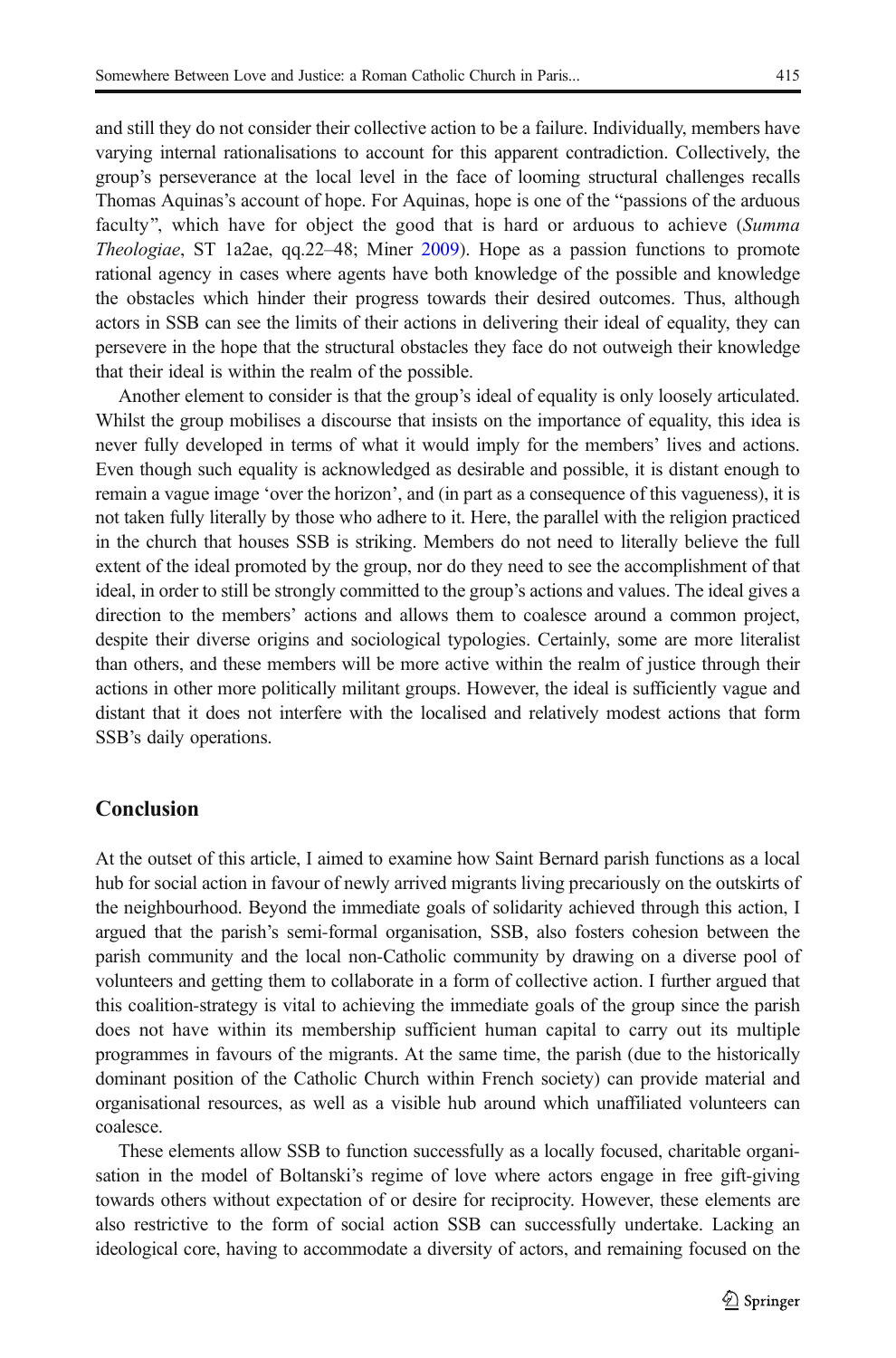and still they do not consider their collective action to be a failure. Individually, members have varying internal rationalisations to account for this apparent contradiction. Collectively, the group's perseverance at the local level in the face of looming structural challenges recalls Thomas Aquinas's account of hope. For Aquinas, hope is one of the "passions of the arduous faculty", which have for object the good that is hard or arduous to achieve (*Summa Theologiae*, ST 1a2ae, qq.22–48; Miner 2009). Hope as a passion functions to promote rational agency in cases where agents have both knowledge of the possible and knowledge the obstacles which hinder their progress towards their desired outcomes. Thus, although actors in SSB can see the limits of their actions in delivering their ideal of equality, they can persevere in the hope that the structural obstacles they face do not outweigh their knowledge that their ideal is within the realm of the possible.

Another element to consider is that the group's ideal of equality is only loosely articulated. Whilst the group mobilises a discourse that insists on the importance of equality, this idea is never fully developed in terms of what it would imply for the members' lives and actions. Even though such equality is acknowledged as desirable and possible, it is distant enough to remain a vague image 'over the horizon', and (in part as a consequence of this vagueness), it is not taken fully literally by those who adhere to it. Here, the parallel with the religion practiced in the church that houses SSB is striking. Members do not need to literally believe the full extent of the ideal promoted by the group, nor do they need to see the accomplishment of that ideal, in order to still be strongly committed to the group's actions and values. The ideal gives a direction to the members' actions and allows them to coalesce around a common project, despite their diverse origins and sociological typologies. Certainly, some are more literalist than others, and these members will be more active within the realm of justice through their actions in other more politically militant groups. However, the ideal is sufficiently vague and distant that it does not interfere with the localised and relatively modest actions that form SSB's daily operations.

## Conclusion

At the outset of this article, I aimed to examine how Saint Bernard parish functions as a local hub for social action in favour of newly arrived migrants living precariously on the outskirts of the neighbourhood. Beyond the immediate goals of solidarity achieved through this action, I argued that the parish's semi-formal organisation, SSB, also fosters cohesion between the parish community and the local non-Catholic community by drawing on a diverse pool of volunteers and getting them to collaborate in a form of collective action. I further argued that this coalition-strategy is vital to achieving the immediate goals of the group since the parish does not have within its membership sufficient human capital to carry out its multiple programmes in favours of the migrants. At the same time, the parish (due to the historically dominant position of the Catholic Church within French society) can provide material and organisational resources, as well as a visible hub around which unaffiliated volunteers can coalesce.

These elements allow SSB to function successfully as a locally focused, charitable organisation in the model of Boltanski's regime of love where actors engage in free gift-giving towards others without expectation of or desire for reciprocity. However, these elements are also restrictive to the form of social action SSB can successfully undertake. Lacking an ideological core, having to accommodate a diversity of actors, and remaining focused on the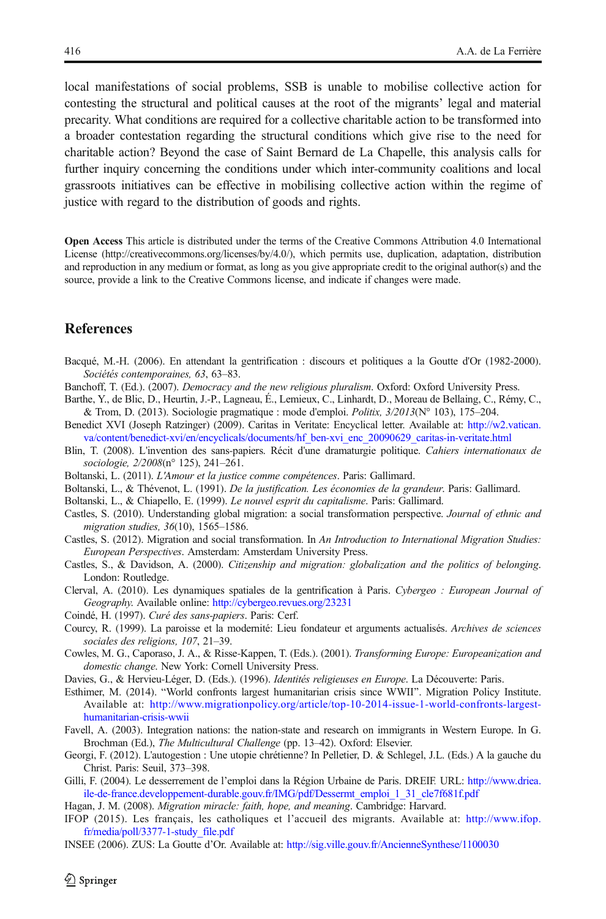local manifestations of social problems, SSB is unable to mobilise collective action for contesting the structural and political causes at the root of the migrants' legal and material precarity. What conditions are required for a collective charitable action to be transformed into a broader contestation regarding the structural conditions which give rise to the need for charitable action? Beyond the case of Saint Bernard de La Chapelle, this analysis calls for further inquiry concerning the conditions under which inter-community coalitions and local grassroots initiatives can be effective in mobilising collective action within the regime of justice with regard to the distribution of goods and rights.

**Open Access** This article is distributed under the terms of the Creative Commons Attribution 4.0 International License (http://creativecommons.org/licenses/by/4.0/), which permits use, duplication, adaptation, distribution and reproduction in any medium or format, as long as you give appropriate credit to the original author(s) and the source, provide a link to the Creative Commons license, and indicate if changes were made.

## References

Bacqué, M.-H. (2006). En attendant la gentrification : discours et politiques a la Goutte d'Or (1982-2000). *Sociétés contemporaines, 63*, 63–83.

Banchoff, T. (Ed.). (2007). *Democracy and the new religious pluralism*. Oxford: Oxford University Press.

Barthe, Y., de Blic, D., Heurtin, J.-P., Lagneau, É., Lemieux, C., Linhardt, D., Moreau de Bellaing, C., Rémy, C., & Trom, D. (2013). Sociologie pragmatique : mode d'emploi. *Politix, 3/2013*(N° 103), 175–204.

Benedict XVI (Joseph Ratzinger) (2009). Caritas in Veritate: Encyclical letter. Available at: http://w2.vatican.va/content/benedict-xvi/en/encyclicals/documents/hf_ben-xvi_enc_20090629_caritas-in-veritate.html

Blin, T. (2008). L'invention des sans-papiers. Récit d'une dramaturgie politique. *Cahiers internationaux de sociologie, 2/2008*(n° 125), 241–261.

Boltanski, L. (2011). *L'Amour et la justice comme compétences*. Paris: Gallimard.

Boltanski, L., & Thévenot, L. (1991). *De la justification. Les économies de la grandeur*. Paris: Gallimard.

Boltanski, L., & Chiapello, E. (1999). *Le nouvel esprit du capitalisme*. Paris: Gallimard.

Castles, S. (2010). Understanding global migration: a social transformation perspective. *Journal of ethnic and migration studies, 36*(10), 1565–1586.

Castles, S. (2012). Migration and social transformation. In *An Introduction to International Migration Studies: European Perspectives*. Amsterdam: Amsterdam University Press.

Castles, S., & Davidson, A. (2000). *Citizenship and migration: globalization and the politics of belonging*. London: Routledge.

Clerval, A. (2010). Les dynamiques spatiales de la gentrification à Paris. *Cybergeo : European Journal of Geography*. Available online: http://cybergeo.revues.org/23231

Coindé, H. (1997). *Curé des sans-papiers*. Paris: Cerf.

Courcy, R. (1999). La paroisse et la modernité: Lieu fondateur et arguments actualisés. *Archives de sciences sociales des religions, 107*, 21–39.

Cowles, M. G., Caporaso, J. A., & Risse-Kappen, T. (Eds.). (2001). *Transforming Europe: Europeanization and domestic change*. New York: Cornell University Press.

Davies, G., & Hervieu-Léger, D. (Eds.). (1996). *Identités religieuses en Europe*. La Découverte: Paris.

Esthimer, M. (2014). "World confronts largest humanitarian crisis since WWII". Migration Policy Institute. Available at: http://www.migrationpolicy.org/article/top-10-2014-issue-1-world-confronts-largest-humanitarian-crisis-wwii

Favell, A. (2003). Integration nations: the nation-state and research on immigrants in Western Europe. In G. Brochman (Ed.), *The Multicultural Challenge* (pp. 13–42). Oxford: Elsevier.

Georgi, F. (2012). L'autogestion : Une utopie chrétienne? In Pelletier, D. & Schlegel, J.L. (Eds.) A la gauche du Christ. Paris: Seuil, 373–398.

Gilli, F. (2004). Le desserrement de l'emploi dans la Région Urbaine de Paris. DREIF. URL: http://www.driea.ile-de-france.developpement-durable.gouv.fr/IMG/pdf/Dessermt_emploi_1_31_cle7f681f.pdf

Hagan, J. M. (2008). *Migration miracle: faith, hope, and meaning*. Cambridge: Harvard.

IFOP (2015). Les français, les catholiques et l'accueil des migrants. Available at: http://www.ifop.fr/media/poll/3377-1-study_file.pdf

INSEE (2006). ZUS: La Goutte d'Or. Available at: http://sig.ville.gouv.fr/AncienneSynthese/1100030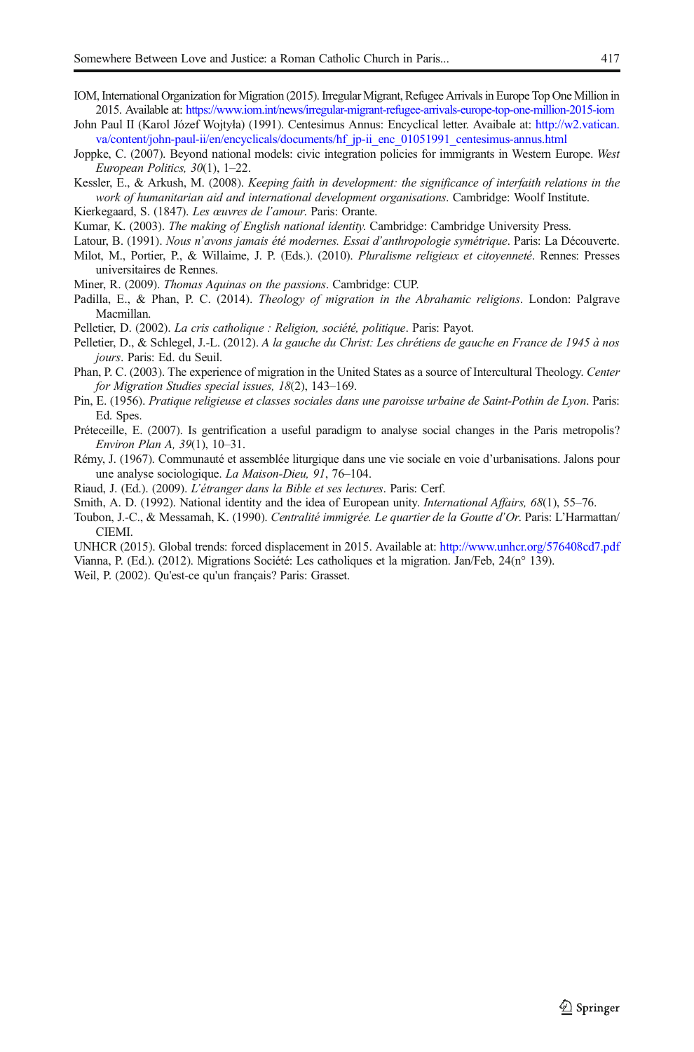IOM, International Organization for Migration (2015). Irregular Migrant, Refugee Arrivals in Europe Top One Million in 2015. Available at: https://www.iom.int/news/irregular-migrant-refugee-arrivals-europe-top-one-million-2015-iom

John Paul II (Karol Józef Wojtyła) (1991). Centesimus Annus: Encyclical letter. Avaibale at: http://w2.vatican.va/content/john-paul-ii/en/encyclicals/documents/hf_jp-ii_enc_01051991_centesimus-annus.html

Joppke, C. (2007). Beyond national models: civic integration policies for immigrants in Western Europe. *West European Politics, 30*(1), 1–22.

Kessler, E., & Arkush, M. (2008). *Keeping faith in development: the significance of interfaith relations in the work of humanitarian aid and international development organisations*. Cambridge: Woolf Institute.

Kierkegaard, S. (1847). *Les œuvres de l'amour*. Paris: Orante.

Kumar, K. (2003). *The making of English national identity*. Cambridge: Cambridge University Press.

Latour, B. (1991). *Nous n'avons jamais été modernes. Essai d'anthropologie symétrique*. Paris: La Découverte.

Milot, M., Portier, P., & Willaime, J. P. (Eds.). (2010). *Pluralisme religieux et citoyenneté*. Rennes: Presses universitaires de Rennes.

Miner, R. (2009). *Thomas Aquinas on the passions*. Cambridge: CUP.

Padilla, E., & Phan, P. C. (2014). *Theology of migration in the Abrahamic religions*. London: Palgrave Macmillan.

Pelletier, D. (2002). *La cris catholique : Religion, société, politique*. Paris: Payot.

Pelletier, D., & Schlegel, J.-L. (2012). *A la gauche du Christ: Les chrétiens de gauche en France de 1945 à nos jours*. Paris: Ed. du Seuil.

Phan, P. C. (2003). The experience of migration in the United States as a source of Intercultural Theology. *Center for Migration Studies special issues, 18*(2), 143–169.

Pin, E. (1956). *Pratique religieuse et classes sociales dans une paroisse urbaine de Saint-Pothin de Lyon*. Paris: Ed. Spes.

Préteceille, E. (2007). Is gentrification a useful paradigm to analyse social changes in the Paris metropolis? *Environ Plan A, 39*(1), 10–31.

Rémy, J. (1967). Communauté et assemblée liturgique dans une vie sociale en voie d'urbanisations. Jalons pour une analyse sociologique. *La Maison-Dieu, 91*, 76–104.

Riaud, J. (Ed.). (2009). *L'étranger dans la Bible et ses lectures*. Paris: Cerf.

Smith, A. D. (1992). National identity and the idea of European unity. *International Affairs, 68*(1), 55–76.

Toubon, J.-C., & Messamah, K. (1990). *Centralité immigrée. Le quartier de la Goutte d'Or*. Paris: L'Harmattan/CIEMI.

UNHCR (2015). Global trends: forced displacement in 2015. Available at: http://www.unhcr.org/576408cd7.pdf

Vianna, P. (Ed.). (2012). Migrations Société: Les catholiques et la migration. Jan/Feb, 24(n° 139).

Weil, P. (2002). Qu'est-ce qu'un français? Paris: Grasset.